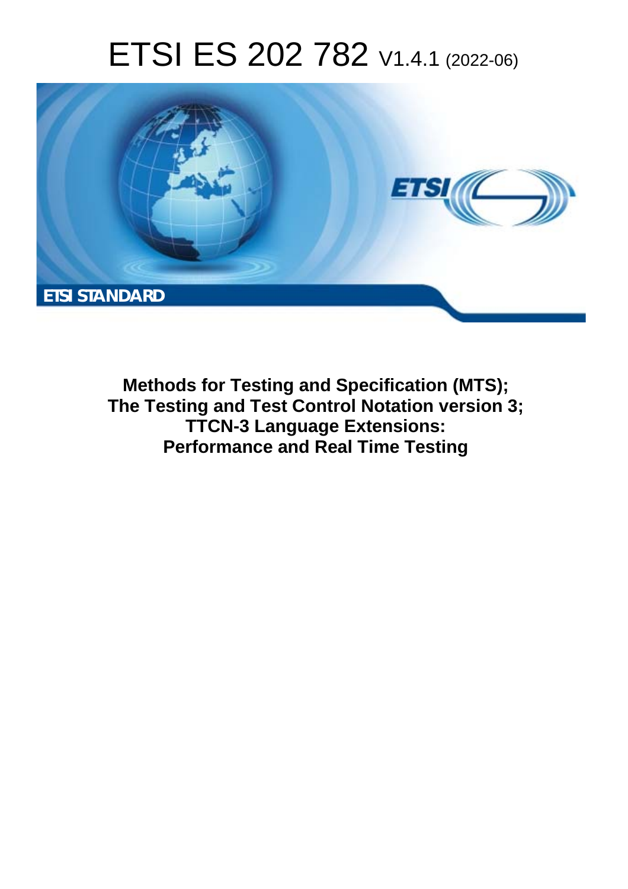# ETSI ES 202 782 V1.4.1 (2022-06)

ETSI STANDARD

**Methods for Testing and Specification (MTS); The Testing and Test Control Notation version 3; TTCN-3 Language Extensions: Performance and Real Time Testing**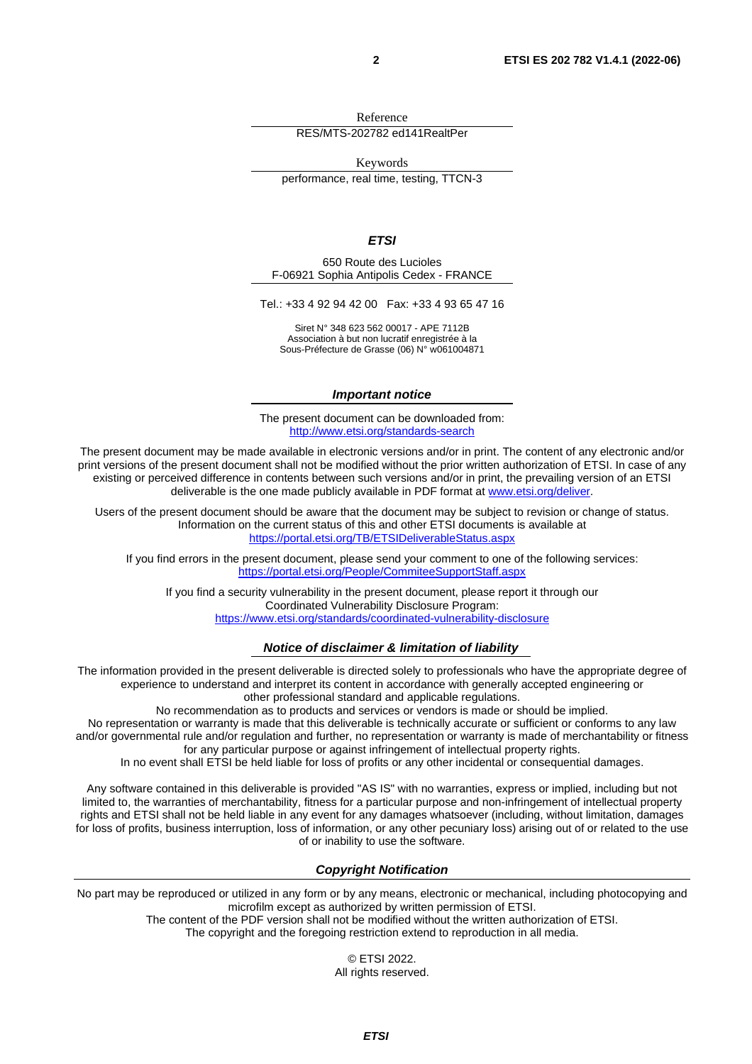Reference

RES/MTS-202782 ed141RealtPer

Keywords

performance, real time, testing, TTCN-3

***ETSI***

650 Route des Lucioles
F-06921 Sophia Antipolis Cedex - FRANCE

Tel.: +33 4 92 94 42 00   Fax: +33 4 93 65 47 16

Siret N° 348 623 562 00017 - APE 7112B
Association à but non lucratif enregistrée à la
Sous-Préfecture de Grasse (06) N° w061004871

***Important notice***

The present document can be downloaded from:
http://www.etsi.org/standards-search

The present document may be made available in electronic versions and/or in print. The content of any electronic and/or print versions of the present document shall not be modified without the prior written authorization of ETSI. In case of any existing or perceived difference in contents between such versions and/or in print, the prevailing version of an ETSI deliverable is the one made publicly available in PDF format at www.etsi.org/deliver.

Users of the present document should be aware that the document may be subject to revision or change of status. Information on the current status of this and other ETSI documents is available at https://portal.etsi.org/TB/ETSIDeliverableStatus.aspx

If you find errors in the present document, please send your comment to one of the following services:
https://portal.etsi.org/People/CommiteeSupportStaff.aspx

If you find a security vulnerability in the present document, please report it through our Coordinated Vulnerability Disclosure Program:
https://www.etsi.org/standards/coordinated-vulnerability-disclosure

***Notice of disclaimer & limitation of liability***

The information provided in the present deliverable is directed solely to professionals who have the appropriate degree of experience to understand and interpret its content in accordance with generally accepted engineering or other professional standard and applicable regulations.
No recommendation as to products and services or vendors is made or should be implied.
No representation or warranty is made that this deliverable is technically accurate or sufficient or conforms to any law and/or governmental rule and/or regulation and further, no representation or warranty is made of merchantability or fitness for any particular purpose or against infringement of intellectual property rights.
In no event shall ETSI be held liable for loss of profits or any other incidental or consequential damages.

Any software contained in this deliverable is provided "AS IS" with no warranties, express or implied, including but not limited to, the warranties of merchantability, fitness for a particular purpose and non-infringement of intellectual property rights and ETSI shall not be held liable in any event for any damages whatsoever (including, without limitation, damages for loss of profits, business interruption, loss of information, or any other pecuniary loss) arising out of or related to the use of or inability to use the software.

***Copyright Notification***

No part may be reproduced or utilized in any form or by any means, electronic or mechanical, including photocopying and microfilm except as authorized by written permission of ETSI.
The content of the PDF version shall not be modified without the written authorization of ETSI.
The copyright and the foregoing restriction extend to reproduction in all media.

© ETSI 2022.
All rights reserved.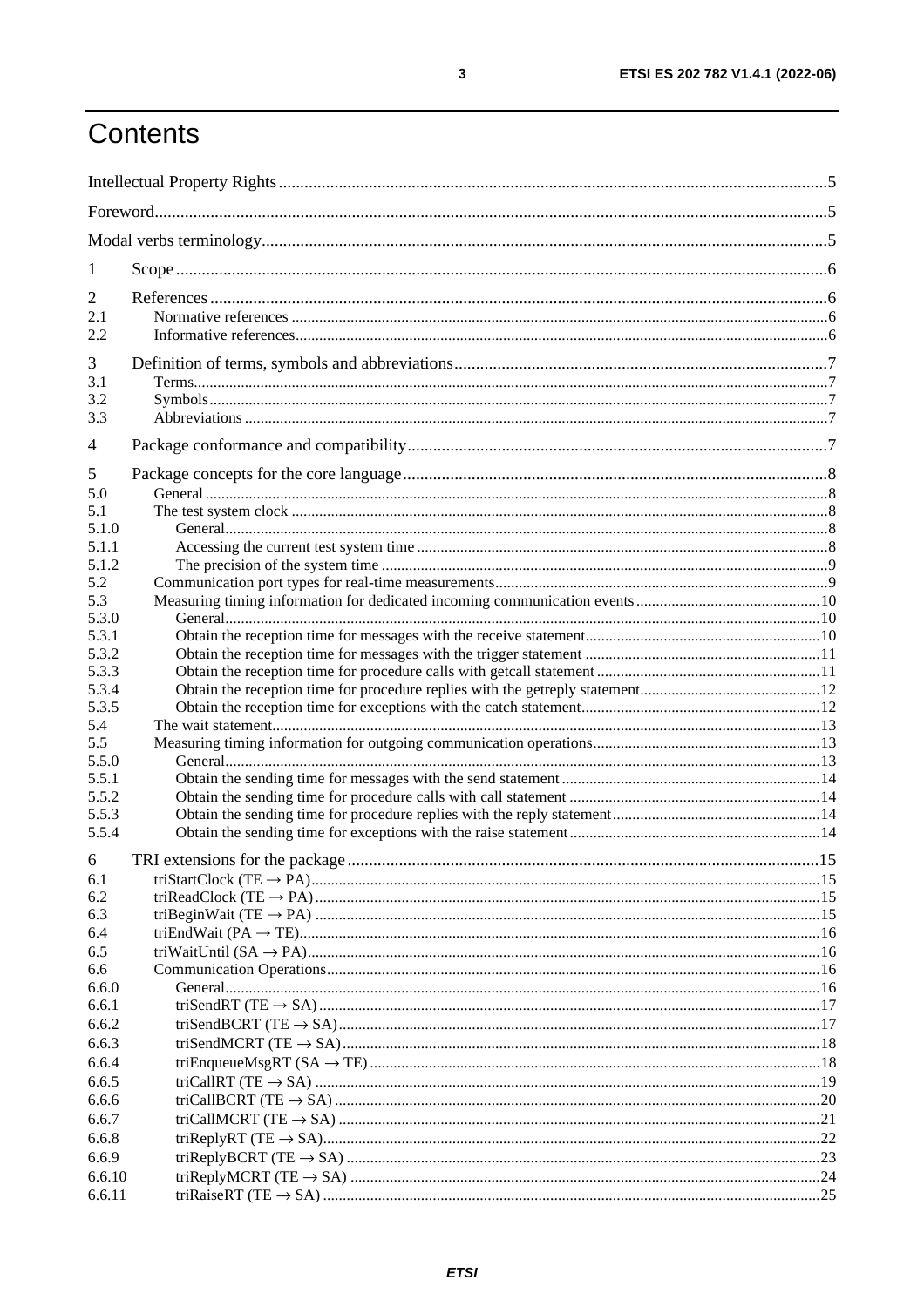# Contents

Intellectual Property Rights ... 5

Foreword ... 5

Modal verbs terminology ... 5

1 Scope ... 6

2 References ... 6
- 2.1 Normative references ... 6
- 2.2 Informative references ... 6

3 Definition of terms, symbols and abbreviations ... 7
- 3.1 Terms ... 7
- 3.2 Symbols ... 7
- 3.3 Abbreviations ... 7

4 Package conformance and compatibility ... 7

5 Package concepts for the core language ... 8
- 5.0 General ... 8
- 5.1 The test system clock ... 8
  - 5.1.0 General ... 8
  - 5.1.1 Accessing the current test system time ... 8
  - 5.1.2 The precision of the system time ... 9
- 5.2 Communication port types for real-time measurements ... 9
- 5.3 Measuring timing information for dedicated incoming communication events ... 10
  - 5.3.0 General ... 10
  - 5.3.1 Obtain the reception time for messages with the receive statement ... 10
  - 5.3.2 Obtain the reception time for messages with the trigger statement ... 11
  - 5.3.3 Obtain the reception time for procedure calls with getcall statement ... 11
  - 5.3.4 Obtain the reception time for procedure replies with the getreply statement ... 12
  - 5.3.5 Obtain the reception time for exceptions with the catch statement ... 12
- 5.4 The wait statement ... 13
- 5.5 Measuring timing information for outgoing communication operations ... 13
  - 5.5.0 General ... 13
  - 5.5.1 Obtain the sending time for messages with the send statement ... 14
  - 5.5.2 Obtain the sending time for procedure calls with call statement ... 14
  - 5.5.3 Obtain the sending time for procedure replies with the reply statement ... 14
  - 5.5.4 Obtain the sending time for exceptions with the raise statement ... 14

6 TRI extensions for the package ... 15
- 6.1 triStartClock (TE → PA) ... 15
- 6.2 triReadClock (TE → PA) ... 15
- 6.3 triBeginWait (TE → PA) ... 15
- 6.4 triEndWait (PA → TE) ... 16
- 6.5 triWaitUntil (SA → PA) ... 16
- 6.6 Communication Operations ... 16
  - 6.6.0 General ... 16
  - 6.6.1 triSendRT (TE → SA) ... 17
  - 6.6.2 triSendBCRT (TE → SA) ... 17
  - 6.6.3 triSendMCRT (TE → SA) ... 18
  - 6.6.4 triEnqueueMsgRT (SA → TE) ... 18
  - 6.6.5 triCallRT (TE → SA) ... 19
  - 6.6.6 triCallBCRT (TE → SA) ... 20
  - 6.6.7 triCallMCRT (TE → SA) ... 21
  - 6.6.8 triReplyRT (TE → SA) ... 22
  - 6.6.9 triReplyBCRT (TE → SA) ... 23
  - 6.6.10 triReplyMCRT (TE → SA) ... 24
  - 6.6.11 triRaiseRT (TE → SA) ... 25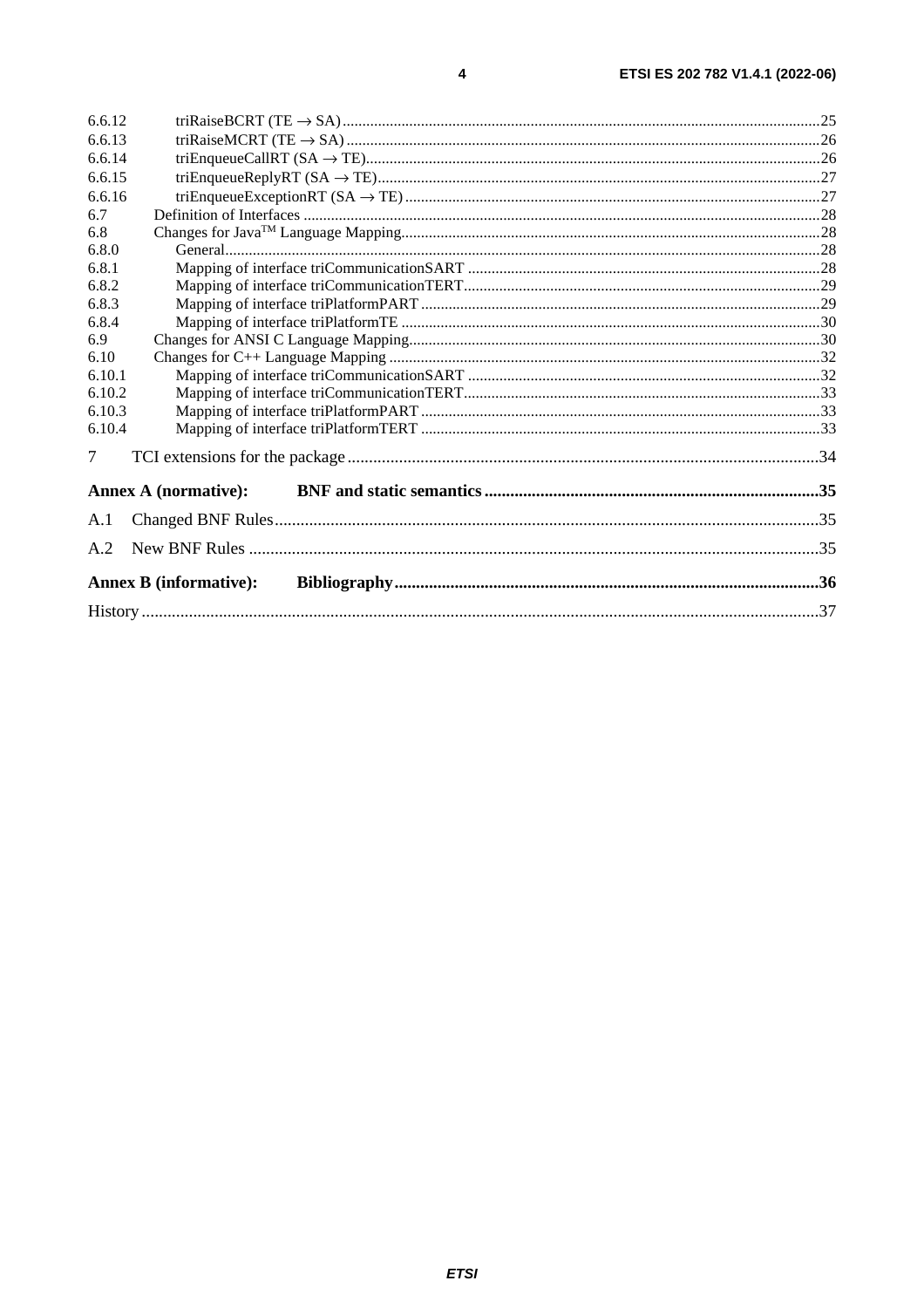6.6.12 triRaiseBCRT (TE → SA) ... 25
6.6.13 triRaiseMCRT (TE → SA) ... 26
6.6.14 triEnqueueCallRT (SA → TE) ... 26
6.6.15 triEnqueueReplyRT (SA → TE) ... 27
6.6.16 triEnqueueExceptionRT (SA → TE) ... 27
6.7 Definition of Interfaces ... 28
6.8 Changes for Java™ Language Mapping ... 28
6.8.0 General ... 28
6.8.1 Mapping of interface triCommunicationSART ... 28
6.8.2 Mapping of interface triCommunicationTERT ... 29
6.8.3 Mapping of interface triPlatformPART ... 29
6.8.4 Mapping of interface triPlatformTE ... 30
6.9 Changes for ANSI C Language Mapping ... 30
6.10 Changes for C++ Language Mapping ... 32
6.10.1 Mapping of interface triCommunicationSART ... 32
6.10.2 Mapping of interface triCommunicationTERT ... 33
6.10.3 Mapping of interface triPlatformPART ... 33
6.10.4 Mapping of interface triPlatformTERT ... 33

7 TCI extensions for the package ... 34

**Annex A (normative): BNF and static semantics ... 35**

A.1 Changed BNF Rules ... 35

A.2 New BNF Rules ... 35

**Annex B (informative): Bibliography ... 36**

History ... 37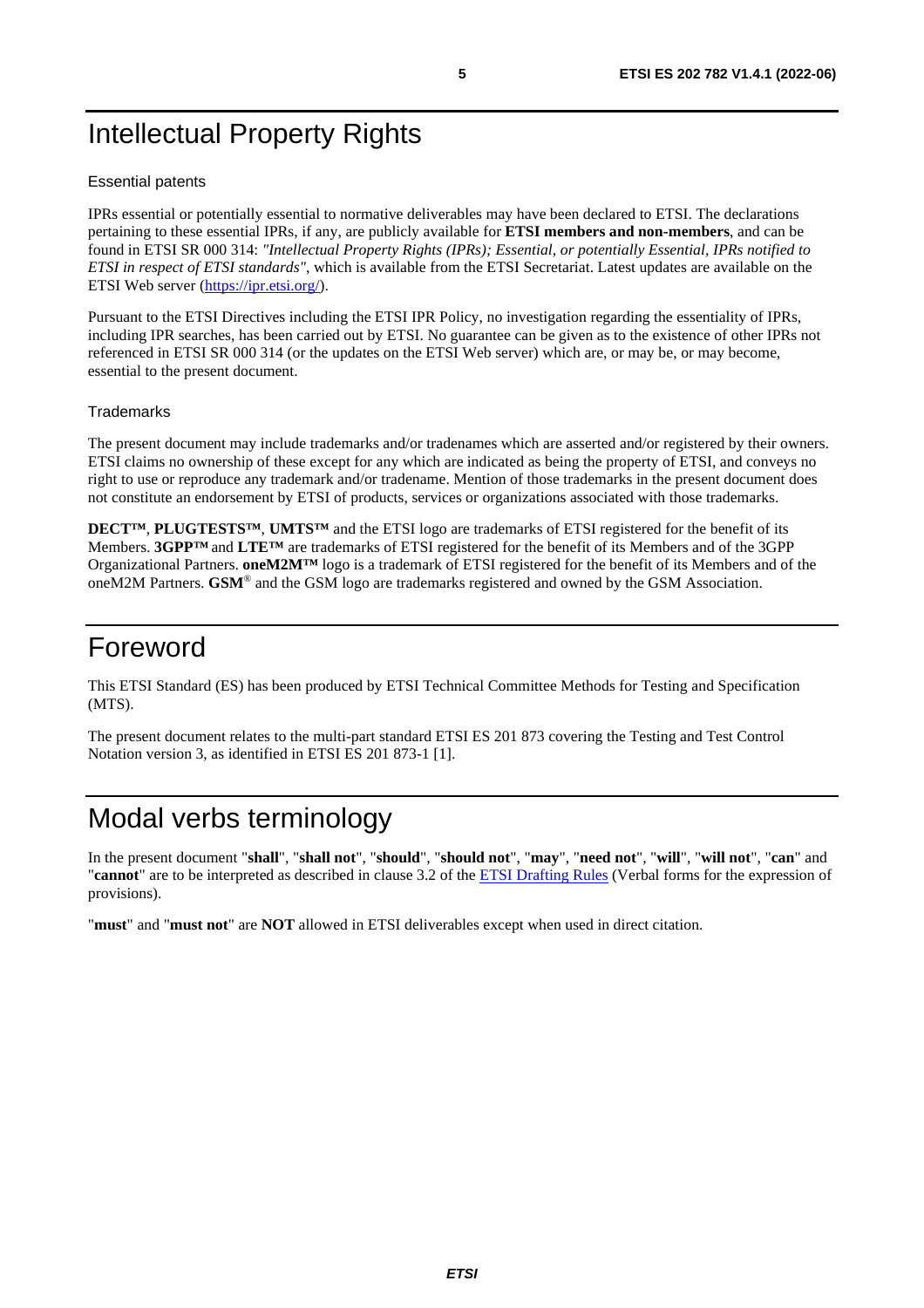# Intellectual Property Rights

## Essential patents

IPRs essential or potentially essential to normative deliverables may have been declared to ETSI. The declarations pertaining to these essential IPRs, if any, are publicly available for **ETSI members and non-members**, and can be found in ETSI SR 000 314: *"Intellectual Property Rights (IPRs); Essential, or potentially Essential, IPRs notified to ETSI in respect of ETSI standards"*, which is available from the ETSI Secretariat. Latest updates are available on the ETSI Web server (https://ipr.etsi.org/).

Pursuant to the ETSI Directives including the ETSI IPR Policy, no investigation regarding the essentiality of IPRs, including IPR searches, has been carried out by ETSI. No guarantee can be given as to the existence of other IPRs not referenced in ETSI SR 000 314 (or the updates on the ETSI Web server) which are, or may be, or may become, essential to the present document.

## Trademarks

The present document may include trademarks and/or tradenames which are asserted and/or registered by their owners. ETSI claims no ownership of these except for any which are indicated as being the property of ETSI, and conveys no right to use or reproduce any trademark and/or tradename. Mention of those trademarks in the present document does not constitute an endorsement by ETSI of products, services or organizations associated with those trademarks.

**DECT™**, **PLUGTESTS™**, **UMTS™** and the ETSI logo are trademarks of ETSI registered for the benefit of its Members. **3GPP™** and **LTE™** are trademarks of ETSI registered for the benefit of its Members and of the 3GPP Organizational Partners. **oneM2M™** logo is a trademark of ETSI registered for the benefit of its Members and of the oneM2M Partners. **GSM**® and the GSM logo are trademarks registered and owned by the GSM Association.

# Foreword

This ETSI Standard (ES) has been produced by ETSI Technical Committee Methods for Testing and Specification (MTS).

The present document relates to the multi-part standard ETSI ES 201 873 covering the Testing and Test Control Notation version 3, as identified in ETSI ES 201 873-1 [1].

# Modal verbs terminology

In the present document "**shall**", "**shall not**", "**should**", "**should not**", "**may**", "**need not**", "**will**", "**will not**", "**can**" and "**cannot**" are to be interpreted as described in clause 3.2 of the ETSI Drafting Rules (Verbal forms for the expression of provisions).

"**must**" and "**must not**" are **NOT** allowed in ETSI deliverables except when used in direct citation.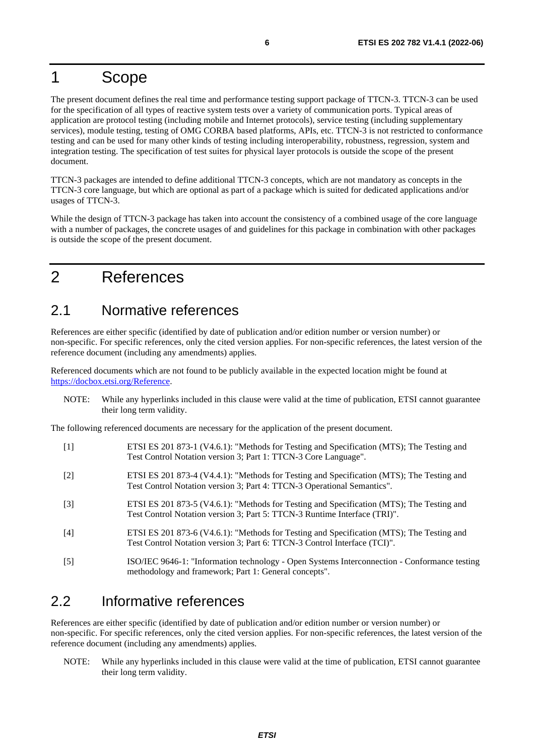# 1 Scope

The present document defines the real time and performance testing support package of TTCN-3. TTCN-3 can be used for the specification of all types of reactive system tests over a variety of communication ports. Typical areas of application are protocol testing (including mobile and Internet protocols), service testing (including supplementary services), module testing, testing of OMG CORBA based platforms, APIs, etc. TTCN-3 is not restricted to conformance testing and can be used for many other kinds of testing including interoperability, robustness, regression, system and integration testing. The specification of test suites for physical layer protocols is outside the scope of the present document.

TTCN-3 packages are intended to define additional TTCN-3 concepts, which are not mandatory as concepts in the TTCN-3 core language, but which are optional as part of a package which is suited for dedicated applications and/or usages of TTCN-3.

While the design of TTCN-3 package has taken into account the consistency of a combined usage of the core language with a number of packages, the concrete usages of and guidelines for this package in combination with other packages is outside the scope of the present document.

# 2 References

## 2.1 Normative references

References are either specific (identified by date of publication and/or edition number or version number) or non-specific. For specific references, only the cited version applies. For non-specific references, the latest version of the reference document (including any amendments) applies.

Referenced documents which are not found to be publicly available in the expected location might be found at https://docbox.etsi.org/Reference.

NOTE: While any hyperlinks included in this clause were valid at the time of publication, ETSI cannot guarantee their long term validity.

The following referenced documents are necessary for the application of the present document.

[1] ETSI ES 201 873-1 (V4.6.1): "Methods for Testing and Specification (MTS); The Testing and Test Control Notation version 3; Part 1: TTCN-3 Core Language".

[2] ETSI ES 201 873-4 (V4.4.1): "Methods for Testing and Specification (MTS); The Testing and Test Control Notation version 3; Part 4: TTCN-3 Operational Semantics".

[3] ETSI ES 201 873-5 (V4.6.1): "Methods for Testing and Specification (MTS); The Testing and Test Control Notation version 3; Part 5: TTCN-3 Runtime Interface (TRI)".

[4] ETSI ES 201 873-6 (V4.6.1): "Methods for Testing and Specification (MTS); The Testing and Test Control Notation version 3; Part 6: TTCN-3 Control Interface (TCI)".

[5] ISO/IEC 9646-1: "Information technology - Open Systems Interconnection - Conformance testing methodology and framework; Part 1: General concepts".

## 2.2 Informative references

References are either specific (identified by date of publication and/or edition number or version number) or non-specific. For specific references, only the cited version applies. For non-specific references, the latest version of the reference document (including any amendments) applies.

NOTE: While any hyperlinks included in this clause were valid at the time of publication, ETSI cannot guarantee their long term validity.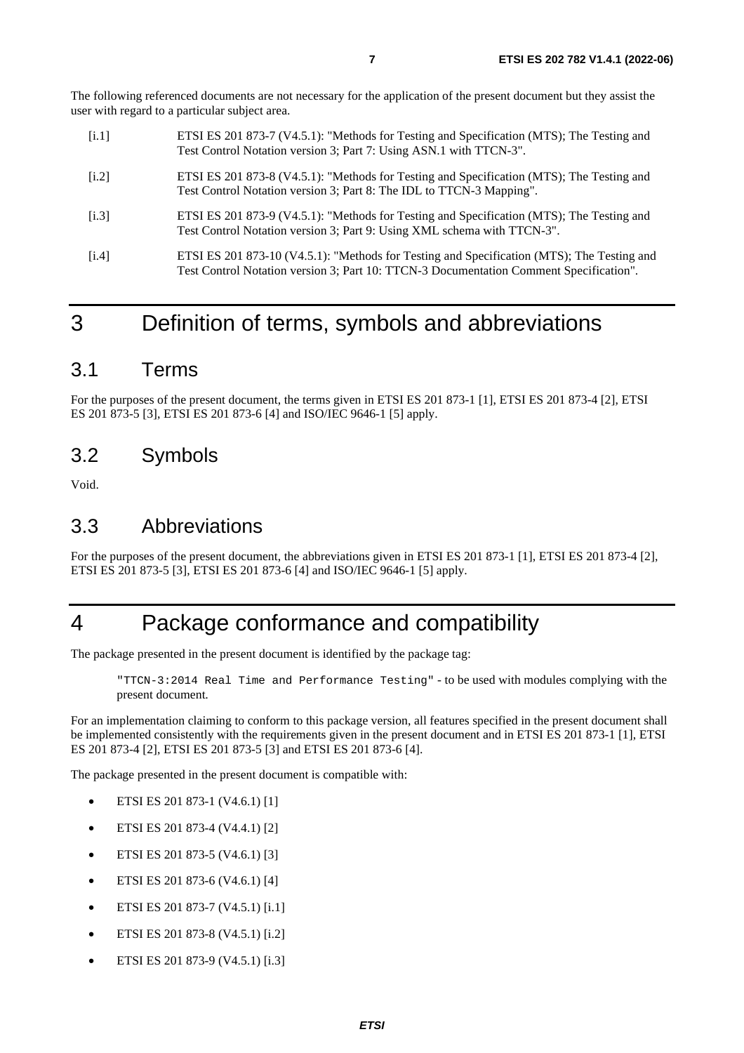The following referenced documents are not necessary for the application of the present document but they assist the user with regard to a particular subject area.

[i.1] ETSI ES 201 873-7 (V4.5.1): "Methods for Testing and Specification (MTS); The Testing and Test Control Notation version 3; Part 7: Using ASN.1 with TTCN-3".

[i.2] ETSI ES 201 873-8 (V4.5.1): "Methods for Testing and Specification (MTS); The Testing and Test Control Notation version 3; Part 8: The IDL to TTCN-3 Mapping".

[i.3] ETSI ES 201 873-9 (V4.5.1): "Methods for Testing and Specification (MTS); The Testing and Test Control Notation version 3; Part 9: Using XML schema with TTCN-3".

[i.4] ETSI ES 201 873-10 (V4.5.1): "Methods for Testing and Specification (MTS); The Testing and Test Control Notation version 3; Part 10: TTCN-3 Documentation Comment Specification".

# 3 Definition of terms, symbols and abbreviations

## 3.1 Terms

For the purposes of the present document, the terms given in ETSI ES 201 873-1 [1], ETSI ES 201 873-4 [2], ETSI ES 201 873-5 [3], ETSI ES 201 873-6 [4] and ISO/IEC 9646-1 [5] apply.

## 3.2 Symbols

Void.

## 3.3 Abbreviations

For the purposes of the present document, the abbreviations given in ETSI ES 201 873-1 [1], ETSI ES 201 873-4 [2], ETSI ES 201 873-5 [3], ETSI ES 201 873-6 [4] and ISO/IEC 9646-1 [5] apply.

# 4 Package conformance and compatibility

The package presented in the present document is identified by the package tag:

`"TTCN-3:2014 Real Time and Performance Testing"` - to be used with modules complying with the present document.

For an implementation claiming to conform to this package version, all features specified in the present document shall be implemented consistently with the requirements given in the present document and in ETSI ES 201 873-1 [1], ETSI ES 201 873-4 [2], ETSI ES 201 873-5 [3] and ETSI ES 201 873-6 [4].

The package presented in the present document is compatible with:

- ETSI ES 201 873-1 (V4.6.1) [1]
- ETSI ES 201 873-4 (V4.4.1) [2]
- ETSI ES 201 873-5 (V4.6.1) [3]
- ETSI ES 201 873-6 (V4.6.1) [4]
- ETSI ES 201 873-7 (V4.5.1) [i.1]
- ETSI ES 201 873-8 (V4.5.1) [i.2]
- ETSI ES 201 873-9 (V4.5.1) [i.3]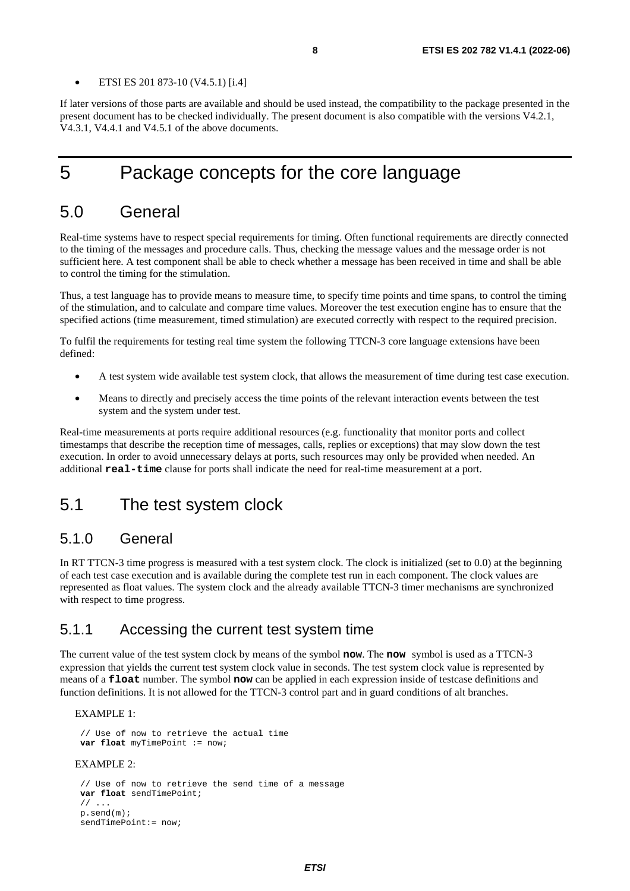- ETSI ES 201 873-10 (V4.5.1) [i.4]

If later versions of those parts are available and should be used instead, the compatibility to the package presented in the present document has to be checked individually. The present document is also compatible with the versions V4.2.1, V4.3.1, V4.4.1 and V4.5.1 of the above documents.

# 5 Package concepts for the core language

## 5.0 General

Real-time systems have to respect special requirements for timing. Often functional requirements are directly connected to the timing of the messages and procedure calls. Thus, checking the message values and the message order is not sufficient here. A test component shall be able to check whether a message has been received in time and shall be able to control the timing for the stimulation.

Thus, a test language has to provide means to measure time, to specify time points and time spans, to control the timing of the stimulation, and to calculate and compare time values. Moreover the test execution engine has to ensure that the specified actions (time measurement, timed stimulation) are executed correctly with respect to the required precision.

To fulfil the requirements for testing real time system the following TTCN-3 core language extensions have been defined:

- A test system wide available test system clock, that allows the measurement of time during test case execution.
- Means to directly and precisely access the time points of the relevant interaction events between the test system and the system under test.

Real-time measurements at ports require additional resources (e.g. functionality that monitor ports and collect timestamps that describe the reception time of messages, calls, replies or exceptions) that may slow down the test execution. In order to avoid unnecessary delays at ports, such resources may only be provided when needed. An additional **real-time** clause for ports shall indicate the need for real-time measurement at a port.

## 5.1 The test system clock

### 5.1.0 General

In RT TTCN-3 time progress is measured with a test system clock. The clock is initialized (set to 0.0) at the beginning of each test case execution and is available during the complete test run in each component. The clock values are represented as float values. The system clock and the already available TTCN-3 timer mechanisms are synchronized with respect to time progress.

### 5.1.1 Accessing the current test system time

The current value of the test system clock by means of the symbol **now**. The **now** symbol is used as a TTCN-3 expression that yields the current test system clock value in seconds. The test system clock value is represented by means of a **float** number. The symbol **now** can be applied in each expression inside of testcase definitions and function definitions. It is not allowed for the TTCN-3 control part and in guard conditions of alt branches.

EXAMPLE 1:

```
// Use of now to retrieve the actual time
var float myTimePoint := now;
```

EXAMPLE 2:

```
// Use of now to retrieve the send time of a message
var float sendTimePoint;
// ...
p.send(m);
sendTimePoint:= now;
```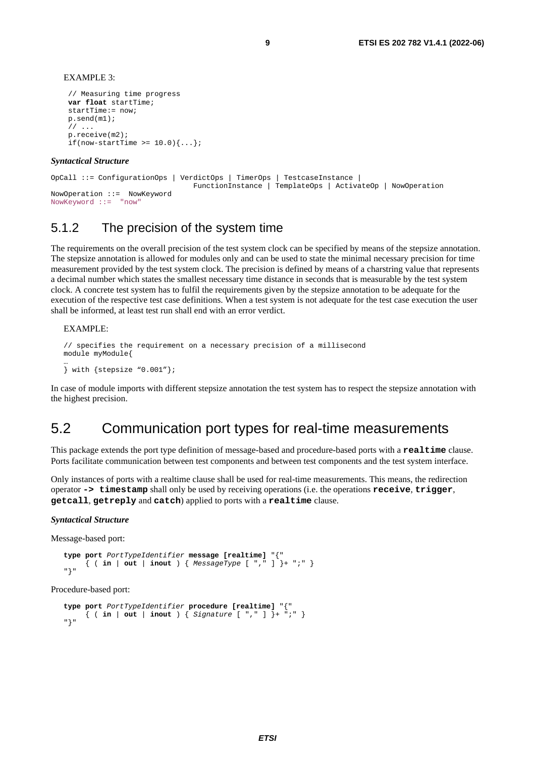EXAMPLE 3:

```
// Measuring time progress
var float startTime;
startTime:= now;
p.send(m1);
// ...
p.receive(m2);
if(now-startTime >= 10.0){...};
```

***Syntactical Structure***

```
OpCall ::= ConfigurationOps | VerdictOps | TimerOps | TestcaseInstance |
                              FunctionInstance | TemplateOps | ActivateOp | NowOperation
NowOperation ::=  NowKeyword
NowKeyword ::=  "now"
```

### 5.1.2 The precision of the system time

The requirements on the overall precision of the test system clock can be specified by means of the stepsize annotation. The stepsize annotation is allowed for modules only and can be used to state the minimal necessary precision for time measurement provided by the test system clock. The precision is defined by means of a charstring value that represents a decimal number which states the smallest necessary time distance in seconds that is measurable by the test system clock. A concrete test system has to fulfil the requirements given by the stepsize annotation to be adequate for the execution of the respective test case definitions. When a test system is not adequate for the test case execution the user shall be informed, at least test run shall end with an error verdict.

EXAMPLE:

```
// specifies the requirement on a necessary precision of a millisecond
module myModule{
…
} with {stepsize “0.001”};
```

In case of module imports with different stepsize annotation the test system has to respect the stepsize annotation with the highest precision.

## 5.2 Communication port types for real-time measurements

This package extends the port type definition of message-based and procedure-based ports with a **realtime** clause. Ports facilitate communication between test components and between test components and the test system interface.

Only instances of ports with a realtime clause shall be used for real-time measurements. This means, the redirection operator **-> timestamp** shall only be used by receiving operations (i.e. the operations **receive**, **trigger**, **getcall**, **getreply** and **catch**) applied to ports with a **realtime** clause.

***Syntactical Structure***

Message-based port:

```
type port PortTypeIdentifier message [realtime] "{"
     { ( in | out | inout ) { MessageType [ "," ] }+ ";" }
"}"
```

Procedure-based port:

```
type port PortTypeIdentifier procedure [realtime] "{"
     { ( in | out | inout ) { Signature [ "," ] }+ ";" }
"}"
```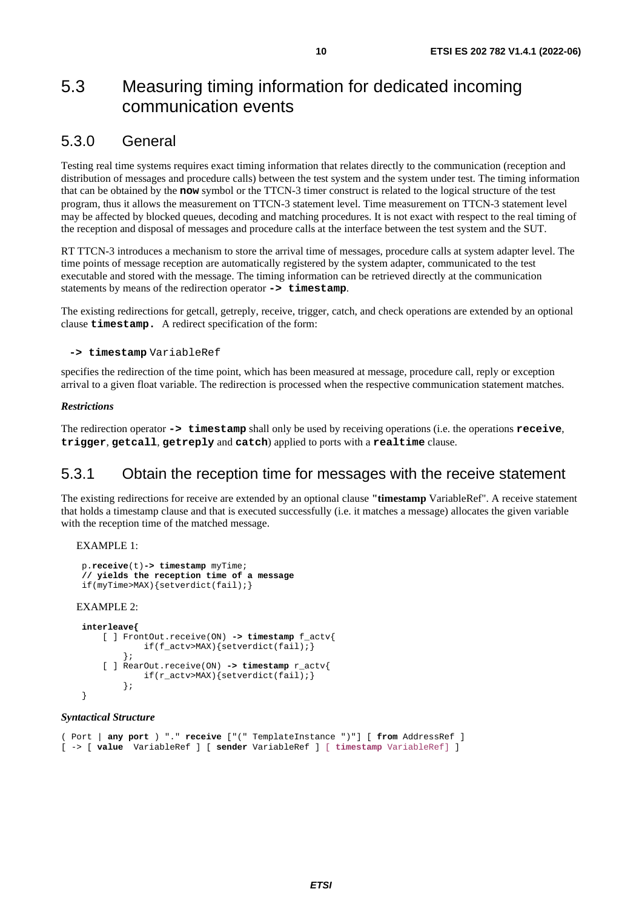## 5.3 Measuring timing information for dedicated incoming communication events

### 5.3.0 General

Testing real time systems requires exact timing information that relates directly to the communication (reception and distribution of messages and procedure calls) between the test system and the system under test. The timing information that can be obtained by the **now** symbol or the TTCN-3 timer construct is related to the logical structure of the test program, thus it allows the measurement on TTCN-3 statement level. Time measurement on TTCN-3 statement level may be affected by blocked queues, decoding and matching procedures. It is not exact with respect to the real timing of the reception and disposal of messages and procedure calls at the interface between the test system and the SUT.

RT TTCN-3 introduces a mechanism to store the arrival time of messages, procedure calls at system adapter level. The time points of message reception are automatically registered by the system adapter, communicated to the test executable and stored with the message. The timing information can be retrieved directly at the communication statements by means of the redirection operator **-> timestamp**.

The existing redirections for getcall, getreply, receive, trigger, catch, and check operations are extended by an optional clause **timestamp.** A redirect specification of the form:

```
-> timestamp VariableRef
```

specifies the redirection of the time point, which has been measured at message, procedure call, reply or exception arrival to a given float variable. The redirection is processed when the respective communication statement matches.

***Restrictions***

The redirection operator **-> timestamp** shall only be used by receiving operations (i.e. the operations **receive**, **trigger**, **getcall**, **getreply** and **catch**) applied to ports with a **realtime** clause.

### 5.3.1 Obtain the reception time for messages with the receive statement

The existing redirections for receive are extended by an optional clause "**timestamp** VariableRef". A receive statement that holds a timestamp clause and that is executed successfully (i.e. it matches a message) allocates the given variable with the reception time of the matched message.

EXAMPLE 1:

```
p.receive(t)-> timestamp myTime;
// yields the reception time of a message
if(myTime>MAX){setverdict(fail);}
```

EXAMPLE 2:

```
interleave{
    [ ] FrontOut.receive(ON) -> timestamp f_actv{
          if(f_actv>MAX){setverdict(fail);}
        };
    [ ] RearOut.receive(ON) -> timestamp r_actv{
          if(r_actv>MAX){setverdict(fail);}
        };
}
```

***Syntactical Structure***

```
( Port | any port ) "." receive ["(" TemplateInstance ")"] [ from AddressRef ]
[ -> [ value  VariableRef ] [ sender VariableRef ] [ timestamp VariableRef] ]
```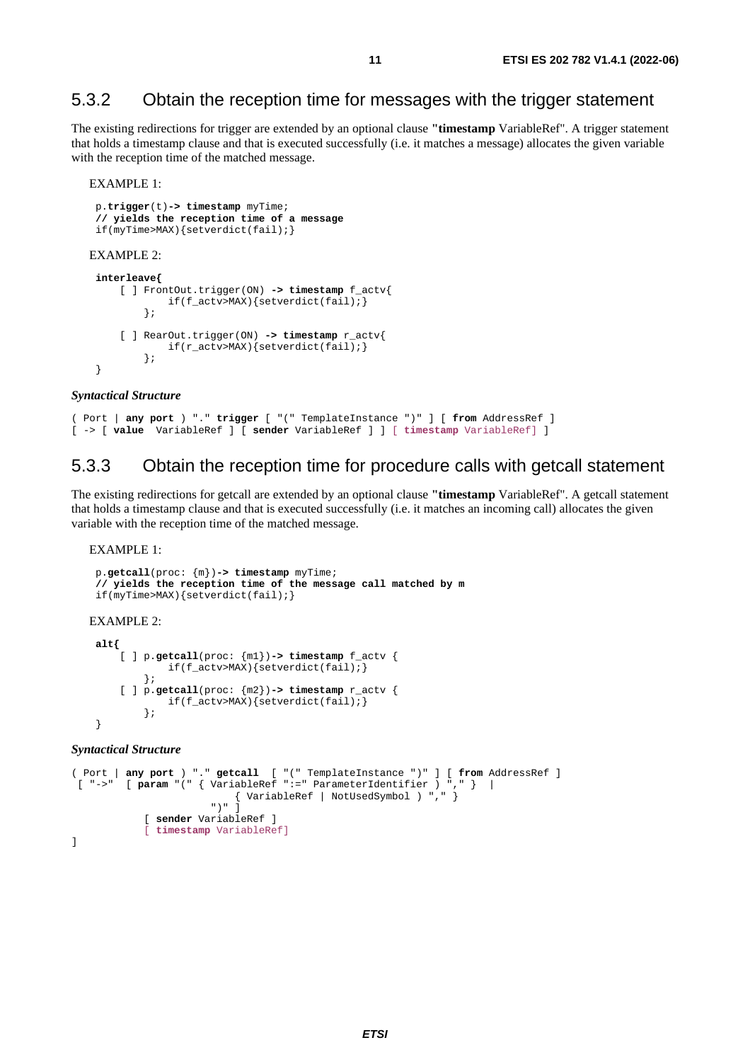### 5.3.2 Obtain the reception time for messages with the trigger statement

The existing redirections for trigger are extended by an optional clause "**timestamp** VariableRef". A trigger statement that holds a timestamp clause and that is executed successfully (i.e. it matches a message) allocates the given variable with the reception time of the matched message.

EXAMPLE 1:

```
p.trigger(t)-> timestamp myTime;
// yields the reception time of a message
if(myTime>MAX){setverdict(fail);}
```

EXAMPLE 2:

```
interleave{
    [ ] FrontOut.trigger(ON) -> timestamp f_actv{
          if(f_actv>MAX){setverdict(fail);}
        };

    [ ] RearOut.trigger(ON) -> timestamp r_actv{
          if(r_actv>MAX){setverdict(fail);}
        };
}
```

***Syntactical Structure***

```
( Port | any port ) "." trigger [ "(" TemplateInstance ")" ] [ from AddressRef ]
[ -> [ value  VariableRef ] [ sender VariableRef ] ] [ timestamp VariableRef] ]
```

### 5.3.3 Obtain the reception time for procedure calls with getcall statement

The existing redirections for getcall are extended by an optional clause "**timestamp** VariableRef". A getcall statement that holds a timestamp clause and that is executed successfully (i.e. it matches an incoming call) allocates the given variable with the reception time of the matched message.

EXAMPLE 1:

```
p.getcall(proc: {m})-> timestamp myTime;
// yields the reception time of the message call matched by m
if(myTime>MAX){setverdict(fail);}
```

EXAMPLE 2:

```
alt{
    [ ] p.getcall(proc: {m1})-> timestamp f_actv {
          if(f_actv>MAX){setverdict(fail);}
        };
    [ ] p.getcall(proc: {m2})-> timestamp r_actv {
          if(f_actv>MAX){setverdict(fail);}
        };
}
```

***Syntactical Structure***

```
( Port | any port ) "." getcall  [ "(" TemplateInstance ")" ] [ from AddressRef ]
 [ "->"  [ param "(" { VariableRef ":=" ParameterIdentifier ) "," }  |
                         { VariableRef | NotUsedSymbol ) "," }
                    ")" ]
         [ sender VariableRef ]
         [ timestamp VariableRef]
]
```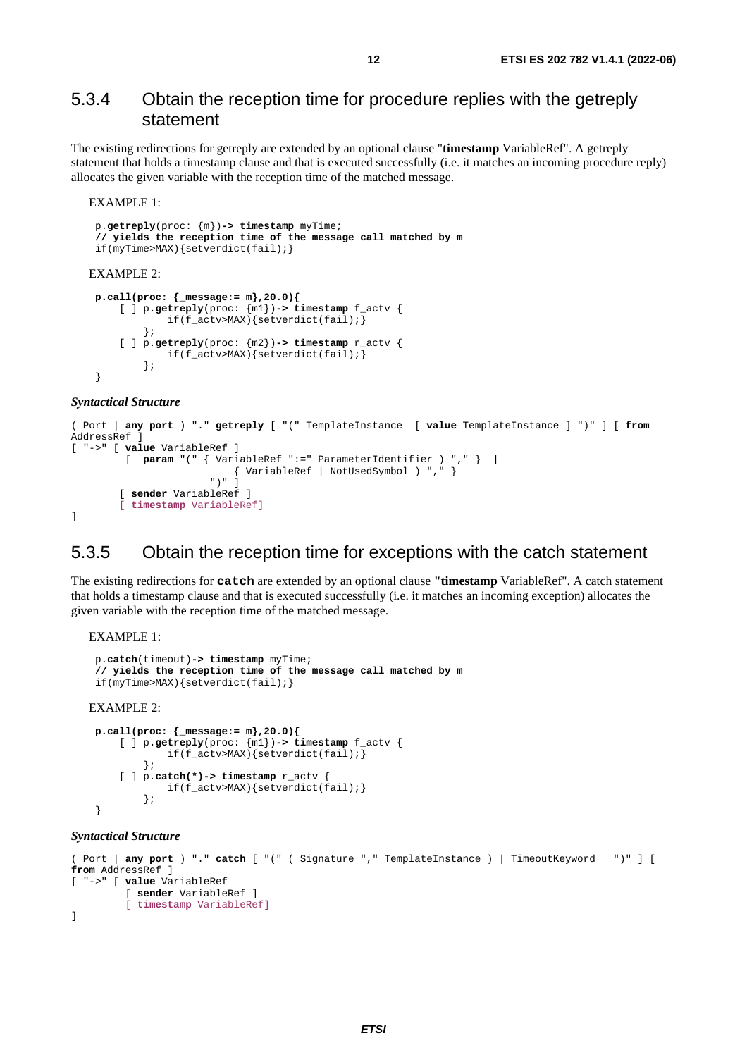## 5.3.4 Obtain the reception time for procedure replies with the getreply statement

The existing redirections for getreply are extended by an optional clause "**timestamp** VariableRef". A getreply statement that holds a timestamp clause and that is executed successfully (i.e. it matches an incoming procedure reply) allocates the given variable with the reception time of the matched message.

EXAMPLE 1:

```
p.getreply(proc: {m})-> timestamp myTime;
// yields the reception time of the message call matched by m
if(myTime>MAX){setverdict(fail);}
```

EXAMPLE 2:

```
p.call(proc: {_message:= m},20.0){
    [ ] p.getreply(proc: {m1})-> timestamp f_actv {
            if(f_actv>MAX){setverdict(fail);}
        };
    [ ] p.getreply(proc: {m2})-> timestamp r_actv {
            if(f_actv>MAX){setverdict(fail);}
        };
}
```

***Syntactical Structure***

```
( Port | any port ) "." getreply [ "(" TemplateInstance  [ value TemplateInstance ] ")" ] [ from
AddressRef ]
[ "->" [ value VariableRef ]
        [  param "(" { VariableRef ":=" ParameterIdentifier ) "," }  |
                        { VariableRef | NotUsedSymbol ) "," }
                      ")" ]
       [ sender VariableRef ]
       [ timestamp VariableRef]
]
```

## 5.3.5 Obtain the reception time for exceptions with the catch statement

The existing redirections for **catch** are extended by an optional clause "**timestamp** VariableRef". A catch statement that holds a timestamp clause and that is executed successfully (i.e. it matches an incoming exception) allocates the given variable with the reception time of the matched message.

EXAMPLE 1:

```
p.catch(timeout)-> timestamp myTime;
// yields the reception time of the message call matched by m
if(myTime>MAX){setverdict(fail);}
```

EXAMPLE 2:

```
p.call(proc: {_message:= m},20.0){
    [ ] p.getreply(proc: {m1})-> timestamp f_actv {
            if(f_actv>MAX){setverdict(fail);}
        };
    [ ] p.catch(*)-> timestamp r_actv {
            if(f_actv>MAX){setverdict(fail);}
        };
}
```

***Syntactical Structure***

```
( Port | any port ) "." catch [ "(" ( Signature "," TemplateInstance ) | TimeoutKeyword   ")" ] [
from AddressRef ]
[ "->" [ value VariableRef
        [ sender VariableRef ]
        [ timestamp VariableRef]
]
```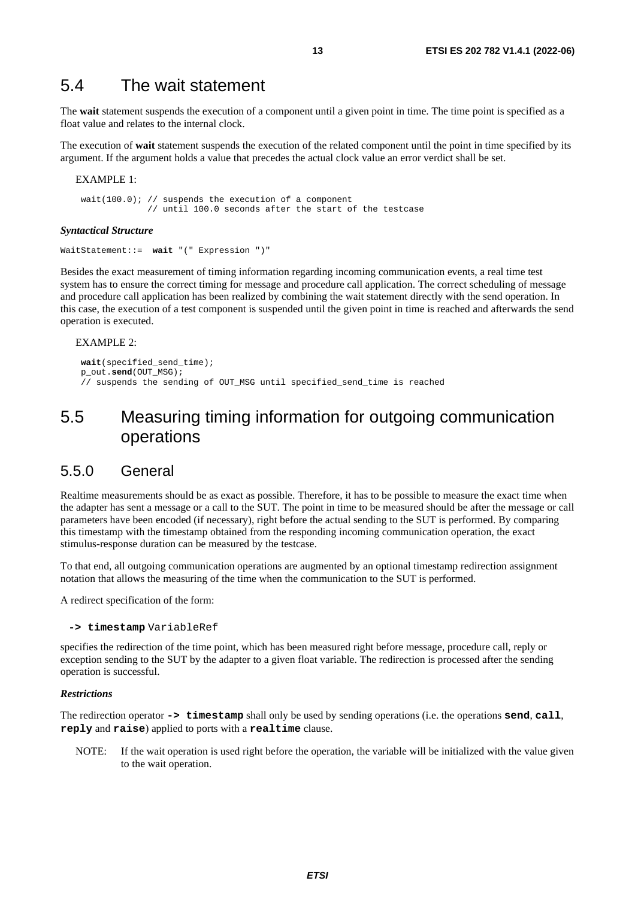## 5.4 The wait statement

The **wait** statement suspends the execution of a component until a given point in time. The time point is specified as a float value and relates to the internal clock.

The execution of **wait** statement suspends the execution of the related component until the point in time specified by its argument. If the argument holds a value that precedes the actual clock value an error verdict shall be set.

EXAMPLE 1:

```
wait(100.0); // suspends the execution of a component
             // until 100.0 seconds after the start of the testcase
```

***Syntactical Structure***

```
WaitStatement::=  wait "(" Expression ")"
```

Besides the exact measurement of timing information regarding incoming communication events, a real time test system has to ensure the correct timing for message and procedure call application. The correct scheduling of message and procedure call application has been realized by combining the wait statement directly with the send operation. In this case, the execution of a test component is suspended until the given point in time is reached and afterwards the send operation is executed.

EXAMPLE 2:

```
wait(specified_send_time);
p_out.send(OUT_MSG);
// suspends the sending of OUT_MSG until specified_send_time is reached
```

## 5.5 Measuring timing information for outgoing communication operations

### 5.5.0 General

Realtime measurements should be as exact as possible. Therefore, it has to be possible to measure the exact time when the adapter has sent a message or a call to the SUT. The point in time to be measured should be after the message or call parameters have been encoded (if necessary), right before the actual sending to the SUT is performed. By comparing this timestamp with the timestamp obtained from the responding incoming communication operation, the exact stimulus-response duration can be measured by the testcase.

To that end, all outgoing communication operations are augmented by an optional timestamp redirection assignment notation that allows the measuring of the time when the communication to the SUT is performed.

A redirect specification of the form:

```
-> timestamp VariableRef
```

specifies the redirection of the time point, which has been measured right before message, procedure call, reply or exception sending to the SUT by the adapter to a given float variable. The redirection is processed after the sending operation is successful.

***Restrictions***

The redirection operator **`-> timestamp`** shall only be used by sending operations (i.e. the operations **`send`**, **`call`**, **`reply`** and **`raise`**) applied to ports with a **`realtime`** clause.

NOTE: If the wait operation is used right before the operation, the variable will be initialized with the value given to the wait operation.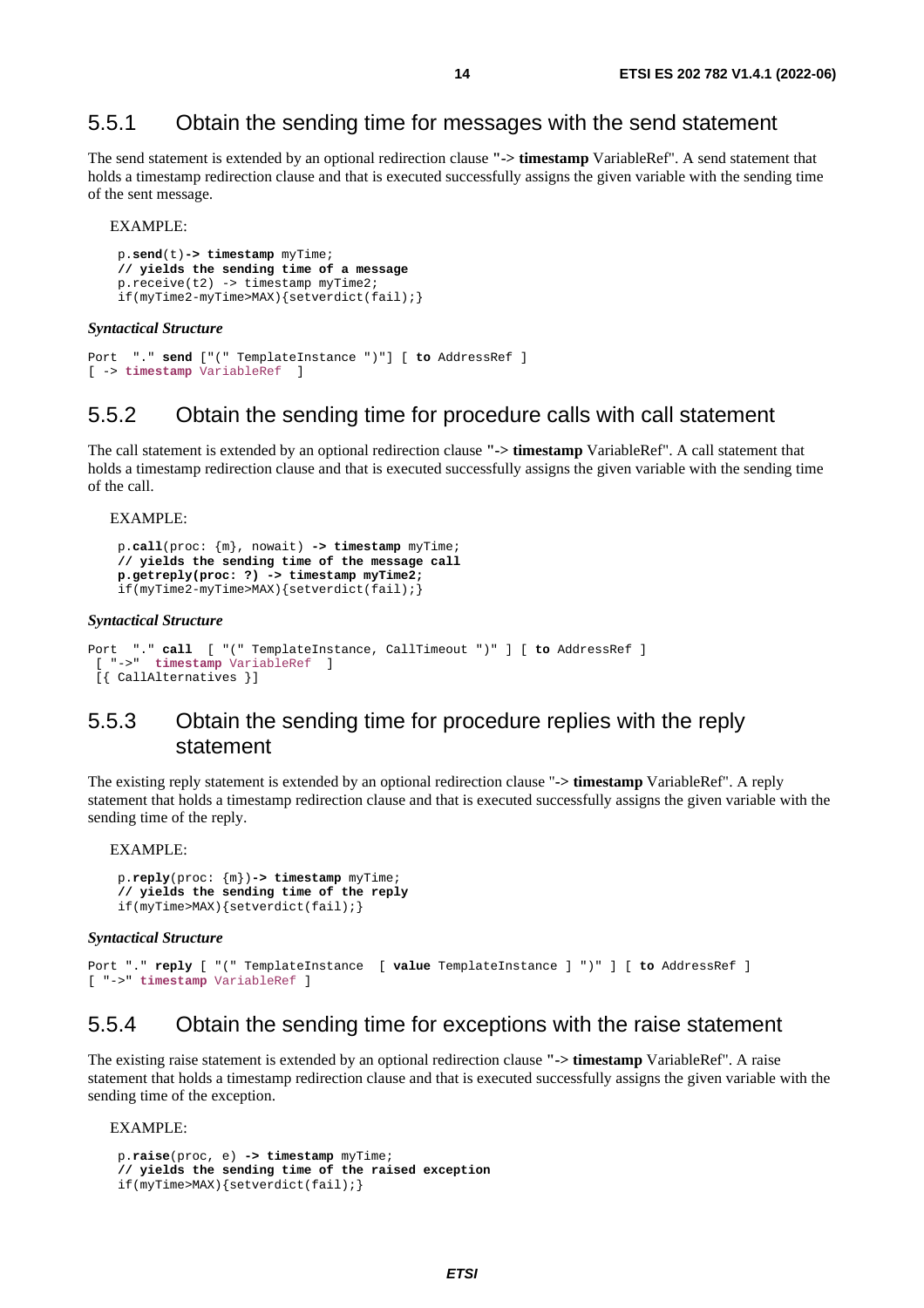## 5.5.1 Obtain the sending time for messages with the send statement

The send statement is extended by an optional redirection clause "**->** **timestamp** VariableRef". A send statement that holds a timestamp redirection clause and that is executed successfully assigns the given variable with the sending time of the sent message.

EXAMPLE:

```
p.send(t)-> timestamp myTime;
// yields the sending time of a message
p.receive(t2) -> timestamp myTime2;
if(myTime2-myTime>MAX){setverdict(fail);}
```

***Syntactical Structure***

```
Port  "." send ["(" TemplateInstance ")"] [ to AddressRef ]
[ -> timestamp VariableRef  ]
```

## 5.5.2 Obtain the sending time for procedure calls with call statement

The call statement is extended by an optional redirection clause "**->** **timestamp** VariableRef". A call statement that holds a timestamp redirection clause and that is executed successfully assigns the given variable with the sending time of the call.

EXAMPLE:

```
p.call(proc: {m}, nowait) -> timestamp myTime;
// yields the sending time of the message call
p.getreply(proc: ?) -> timestamp myTime2;
if(myTime2-myTime>MAX){setverdict(fail);}
```

***Syntactical Structure***

```
Port  "." call  [ "(" TemplateInstance, CallTimeout ")" ] [ to AddressRef ]
 [ "->"  timestamp VariableRef  ]
 [{ CallAlternatives }]
```

## 5.5.3 Obtain the sending time for procedure replies with the reply statement

The existing reply statement is extended by an optional redirection clause "-> **timestamp** VariableRef". A reply statement that holds a timestamp redirection clause and that is executed successfully assigns the given variable with the sending time of the reply.

EXAMPLE:

```
p.reply(proc: {m})-> timestamp myTime;
// yields the sending time of the reply
if(myTime>MAX){setverdict(fail);}
```

***Syntactical Structure***

```
Port "." reply [ "(" TemplateInstance  [ value TemplateInstance ] ")" ] [ to AddressRef ]
[ "->" timestamp VariableRef ]
```

## 5.5.4 Obtain the sending time for exceptions with the raise statement

The existing raise statement is extended by an optional redirection clause "**->** **timestamp** VariableRef". A raise statement that holds a timestamp redirection clause and that is executed successfully assigns the given variable with the sending time of the exception.

EXAMPLE:

```
p.raise(proc, e) -> timestamp myTime;
// yields the sending time of the raised exception
if(myTime>MAX){setverdict(fail);}
```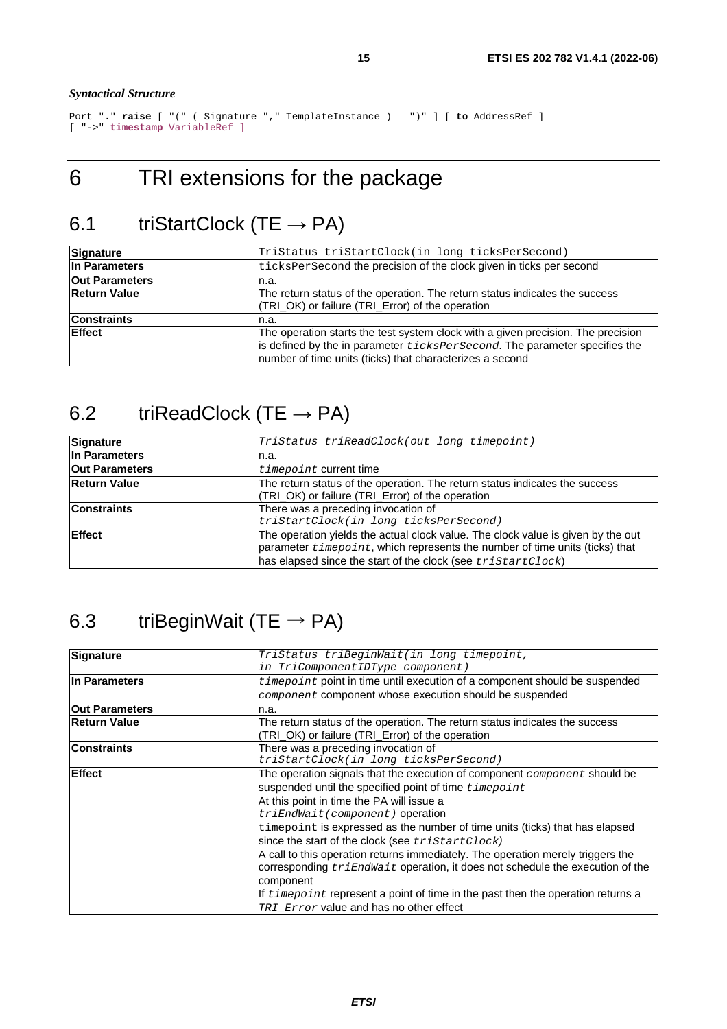*Syntactical Structure*

```
Port "." raise [ "(" ( Signature "," TemplateInstance )   ")" ] [ to AddressRef ]
[ "->" timestamp VariableRef ]
```

# 6 TRI extensions for the package

## 6.1 triStartClock (TE → PA)

| **Signature** | `TriStatus triStartClock(in long ticksPerSecond)` |
| --- | --- |
| **In Parameters** | `ticksPerSecond` the precision of the clock given in ticks per second |
| **Out Parameters** | n.a. |
| **Return Value** | The return status of the operation. The return status indicates the success (TRI_OK) or failure (TRI_Error) of the operation |
| **Constraints** | n.a. |
| **Effect** | The operation starts the test system clock with a given precision. The precision is defined by the in parameter *`ticksPerSecond`*. The parameter specifies the number of time units (ticks) that characterizes a second |

## 6.2 triReadClock (TE → PA)

| **Signature** | *`TriStatus triReadClock(out long timepoint)`* |
| --- | --- |
| **In Parameters** | n.a. |
| **Out Parameters** | *`timepoint`* current time |
| **Return Value** | The return status of the operation. The return status indicates the success (TRI_OK) or failure (TRI_Error) of the operation |
| **Constraints** | There was a preceding invocation of *`triStartClock(in long ticksPerSecond)`* |
| **Effect** | The operation yields the actual clock value. The clock value is given by the out parameter *`timepoint`*, which represents the number of time units (ticks) that has elapsed since the start of the clock (see *`triStartClock`*) |

## 6.3 triBeginWait (TE → PA)

| **Signature** | *`TriStatus triBeginWait(in long timepoint, in TriComponentIDType component)`* |
| --- | --- |
| **In Parameters** | *`timepoint`* point in time until execution of a component should be suspended<br>*`component`* component whose execution should be suspended |
| **Out Parameters** | n.a. |
| **Return Value** | The return status of the operation. The return status indicates the success (TRI_OK) or failure (TRI_Error) of the operation |
| **Constraints** | There was a preceding invocation of *`triStartClock(in long ticksPerSecond)`* |
| **Effect** | The operation signals that the execution of component *`component`* should be suspended until the specified point of time *`timepoint`*<br>At this point in time the PA will issue a *`triEndWait(component)`* operation<br>`timepoint` is expressed as the number of time units (ticks) that has elapsed since the start of the clock (see *`triStartClock`*)<br>A call to this operation returns immediately. The operation merely triggers the corresponding *`triEndWait`* operation, it does not schedule the execution of the component<br>If *`timepoint`* represent a point of time in the past then the operation returns a *`TRI_Error`* value and has no other effect |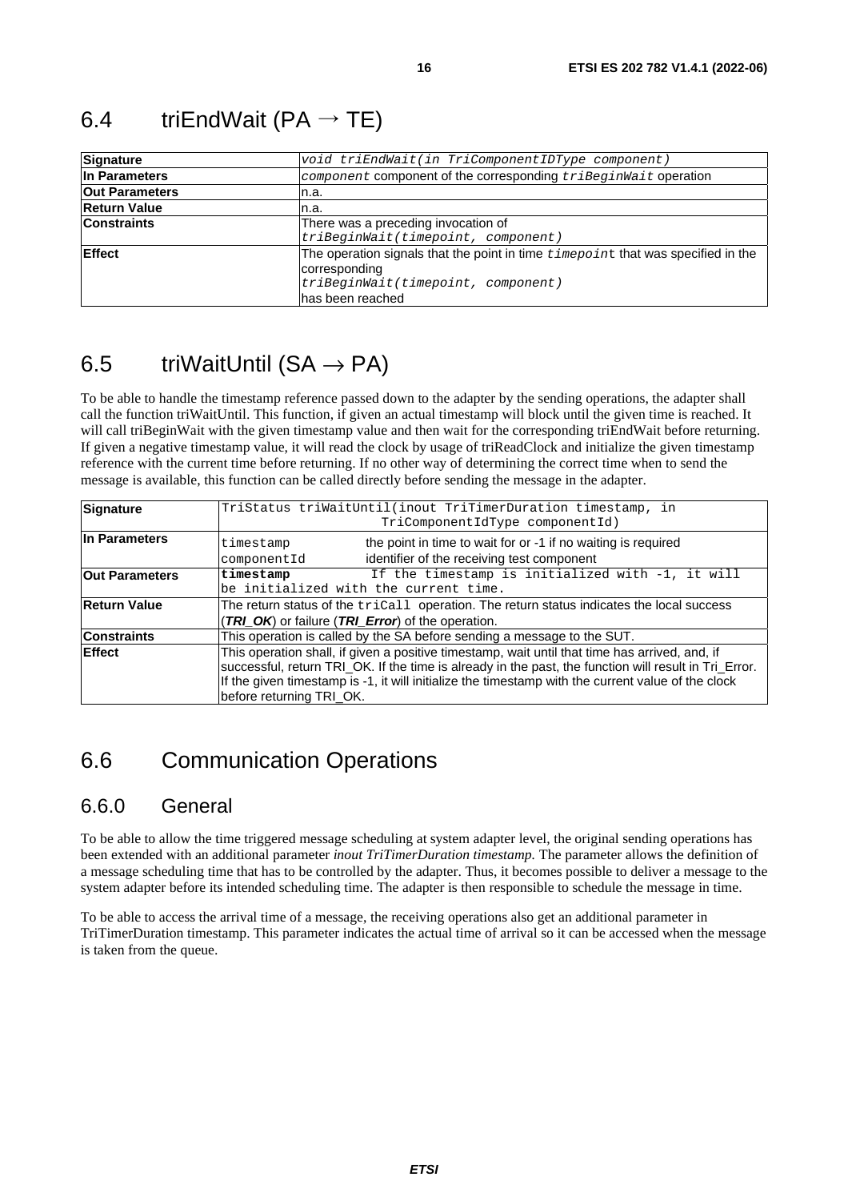## 6.4 triEndWait (PA → TE)

| Signature | void triEndWait(in TriComponentIDType component) |
|---|---|
| In Parameters | component component of the corresponding triBeginWait operation |
| Out Parameters | n.a. |
| Return Value | n.a. |
| Constraints | There was a preceding invocation of triBeginWait(timepoint, component) |
| Effect | The operation signals that the point in time timepoint that was specified in the corresponding triBeginWait(timepoint, component) has been reached |

## 6.5 triWaitUntil (SA → PA)

To be able to handle the timestamp reference passed down to the adapter by the sending operations, the adapter shall call the function triWaitUntil. This function, if given an actual timestamp will block until the given time is reached. It will call triBeginWait with the given timestamp value and then wait for the corresponding triEndWait before returning. If given a negative timestamp value, it will read the clock by usage of triReadClock and initialize the given timestamp reference with the current time before returning. If no other way of determining the correct time when to send the message is available, this function can be called directly before sending the message in the adapter.

| Signature | TriStatus triWaitUntil(inout TriTimerDuration timestamp, in TriComponentIdType componentId) |
|---|---|
| In Parameters | timestamp the point in time to wait for or -1 if no waiting is required<br>componentId identifier of the receiving test component |
| Out Parameters | **timestamp** If the timestamp is initialized with -1, it will be initialized with the current time. |
| Return Value | The return status of the triCall operation. The return status indicates the local success (***TRI_OK***) or failure (***TRI_Error***) of the operation. |
| Constraints | This operation is called by the SA before sending a message to the SUT. |
| Effect | This operation shall, if given a positive timestamp, wait until that time has arrived, and, if successful, return TRI_OK. If the time is already in the past, the function will result in Tri_Error. If the given timestamp is -1, it will initialize the timestamp with the current value of the clock before returning TRI_OK. |

## 6.6 Communication Operations

### 6.6.0 General

To be able to allow the time triggered message scheduling at system adapter level, the original sending operations has been extended with an additional parameter *inout TriTimerDuration timestamp.* The parameter allows the definition of a message scheduling time that has to be controlled by the adapter. Thus, it becomes possible to deliver a message to the system adapter before its intended scheduling time. The adapter is then responsible to schedule the message in time.

To be able to access the arrival time of a message, the receiving operations also get an additional parameter in TriTimerDuration timestamp. This parameter indicates the actual time of arrival so it can be accessed when the message is taken from the queue.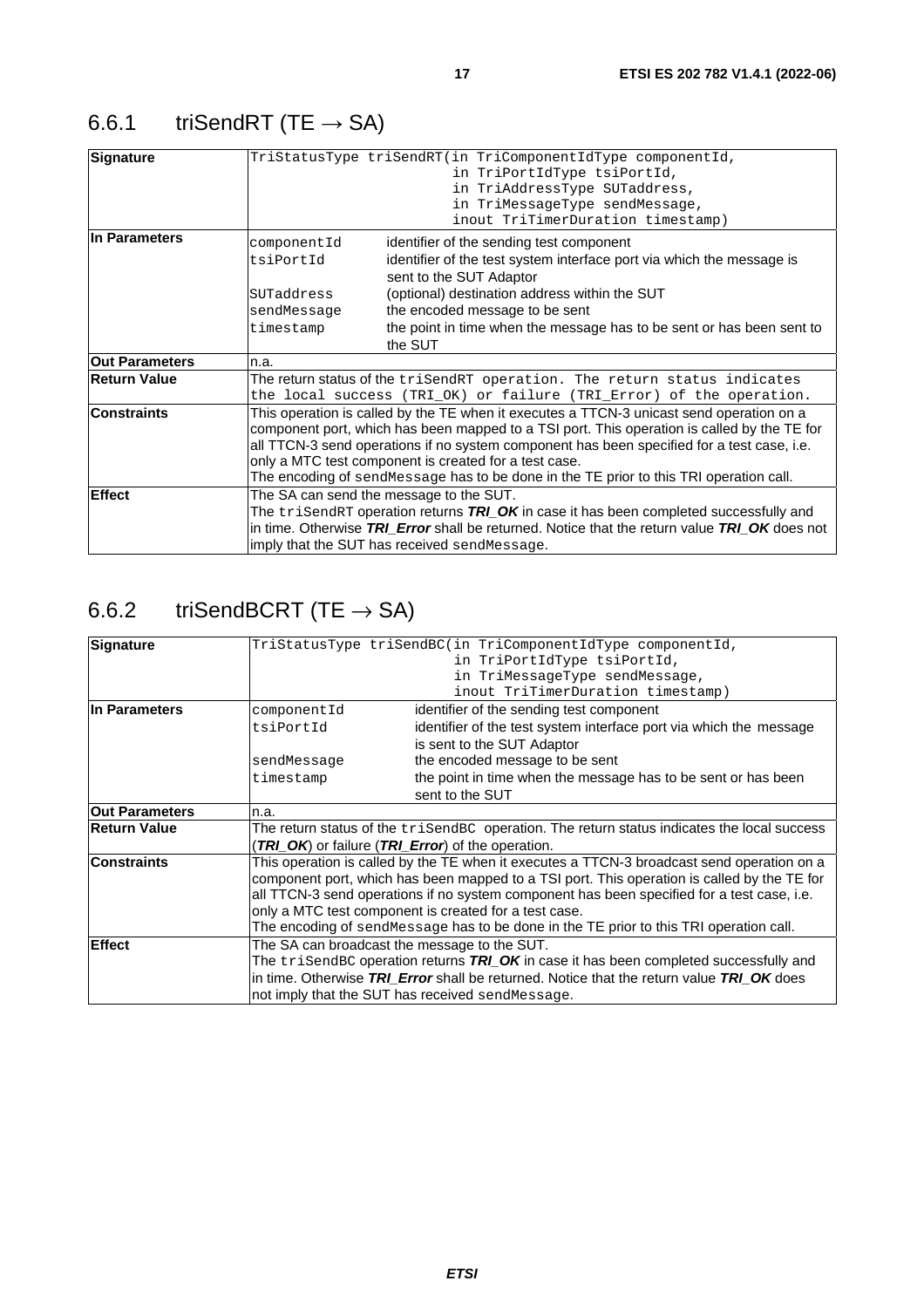## 6.6.1 triSendRT (TE → SA)

| | |
|---|---|
| **Signature** | `TriStatusType triSendRT(in TriComponentIdType componentId,`<br>`in TriPortIdType tsiPortId,`<br>`in TriAddressType SUTaddress,`<br>`in TriMessageType sendMessage,`<br>`inout TriTimerDuration timestamp)` |
| **In Parameters** | `componentId` identifier of the sending test component<br>`tsiPortId` identifier of the test system interface port via which the message is sent to the SUT Adaptor<br>`SUTaddress` (optional) destination address within the SUT<br>`sendMessage` the encoded message to be sent<br>`timestamp` the point in time when the message has to be sent or has been sent to the SUT |
| **Out Parameters** | n.a. |
| **Return Value** | The return status of the `triSendRT operation. The return status indicates the local success (TRI_OK) or failure (TRI_Error) of the operation.` |
| **Constraints** | This operation is called by the TE when it executes a TTCN-3 unicast send operation on a component port, which has been mapped to a TSI port. This operation is called by the TE for all TTCN-3 send operations if no system component has been specified for a test case, i.e. only a MTC test component is created for a test case.<br>The encoding of `sendMessage` has to be done in the TE prior to this TRI operation call. |
| **Effect** | The SA can send the message to the SUT.<br>The `triSendRT` operation returns ***TRI_OK*** in case it has been completed successfully and in time. Otherwise ***TRI_Error*** shall be returned. Notice that the return value ***TRI_OK*** does not imply that the SUT has received `sendMessage`. |

## 6.6.2 triSendBCRT (TE → SA)

| | |
|---|---|
| **Signature** | `TriStatusType triSendBC(in TriComponentIdType componentId,`<br>`in TriPortIdType tsiPortId,`<br>`in TriMessageType sendMessage,`<br>`inout TriTimerDuration timestamp)` |
| **In Parameters** | `componentId` identifier of the sending test component<br>`tsiPortId` identifier of the test system interface port via which the message is sent to the SUT Adaptor<br>`sendMessage` the encoded message to be sent<br>`timestamp` the point in time when the message has to be sent or has been sent to the SUT |
| **Out Parameters** | n.a. |
| **Return Value** | The return status of the `triSendBC` operation. The return status indicates the local success (***TRI_OK***) or failure (***TRI_Error***) of the operation. |
| **Constraints** | This operation is called by the TE when it executes a TTCN-3 broadcast send operation on a component port, which has been mapped to a TSI port. This operation is called by the TE for all TTCN-3 send operations if no system component has been specified for a test case, i.e. only a MTC test component is created for a test case.<br>The encoding of `sendMessage` has to be done in the TE prior to this TRI operation call. |
| **Effect** | The SA can broadcast the message to the SUT.<br>The `triSendBC` operation returns ***TRI_OK*** in case it has been completed successfully and in time. Otherwise ***TRI_Error*** shall be returned. Notice that the return value ***TRI_OK*** does not imply that the SUT has received `sendMessage`. |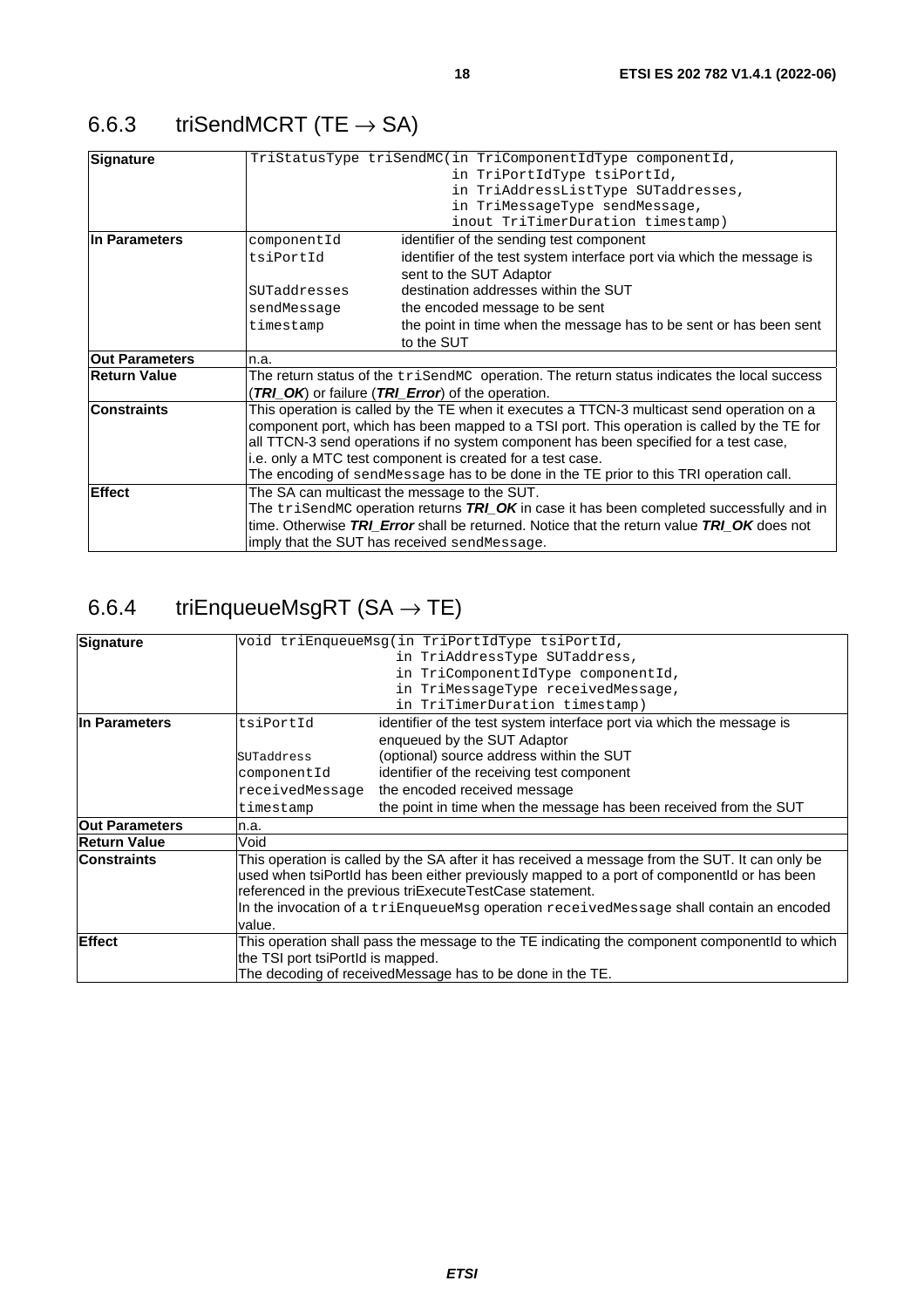### 6.6.3 triSendMCRT (TE → SA)

| | | |
|---|---|---|
| **Signature** | `TriStatusType triSendMC(in TriComponentIdType componentId, in TriPortIdType tsiPortId, in TriAddressListType SUTaddresses, in TriMessageType sendMessage, inout TriTimerDuration timestamp)` | |
| **In Parameters** | `componentId` | identifier of the sending test component |
| | `tsiPortId` | identifier of the test system interface port via which the message is sent to the SUT Adaptor |
| | `SUTaddresses` | destination addresses within the SUT |
| | `sendMessage` | the encoded message to be sent |
| | `timestamp` | the point in time when the message has to be sent or has been sent to the SUT |
| **Out Parameters** | n.a. | |
| **Return Value** | The return status of the `triSendMC` operation. The return status indicates the local success (***TRI_OK***) or failure (***TRI_Error***) of the operation. | |
| **Constraints** | This operation is called by the TE when it executes a TTCN-3 multicast send operation on a component port, which has been mapped to a TSI port. This operation is called by the TE for all TTCN-3 send operations if no system component has been specified for a test case, i.e. only a MTC test component is created for a test case.<br>The encoding of `sendMessage` has to be done in the TE prior to this TRI operation call. | |
| **Effect** | The SA can multicast the message to the SUT.<br>The `triSendMC` operation returns ***TRI_OK*** in case it has been completed successfully and in time. Otherwise ***TRI_Error*** shall be returned. Notice that the return value ***TRI_OK*** does not imply that the SUT has received `sendMessage`. | |

### 6.6.4 triEnqueueMsgRT (SA → TE)

| | | |
|---|---|---|
| **Signature** | `void triEnqueueMsg(in TriPortIdType tsiPortId, in TriAddressType SUTaddress, in TriComponentIdType componentId, in TriMessageType receivedMessage, in TriTimerDuration timestamp)` | |
| **In Parameters** | `tsiPortId` | identifier of the test system interface port via which the message is enqueued by the SUT Adaptor |
| | `SUTaddress` | (optional) source address within the SUT |
| | `componentId` | identifier of the receiving test component |
| | `receivedMessage` | the encoded received message |
| | `timestamp` | the point in time when the message has been received from the SUT |
| **Out Parameters** | n.a. | |
| **Return Value** | Void | |
| **Constraints** | This operation is called by the SA after it has received a message from the SUT. It can only be used when tsiPortId has been either previously mapped to a port of componentId or has been referenced in the previous triExecuteTestCase statement.<br>In the invocation of a `triEnqueueMsg` operation `receivedMessage` shall contain an encoded value. | |
| **Effect** | This operation shall pass the message to the TE indicating the component componentId to which the TSI port tsiPortId is mapped.<br>The decoding of receivedMessage has to be done in the TE. | |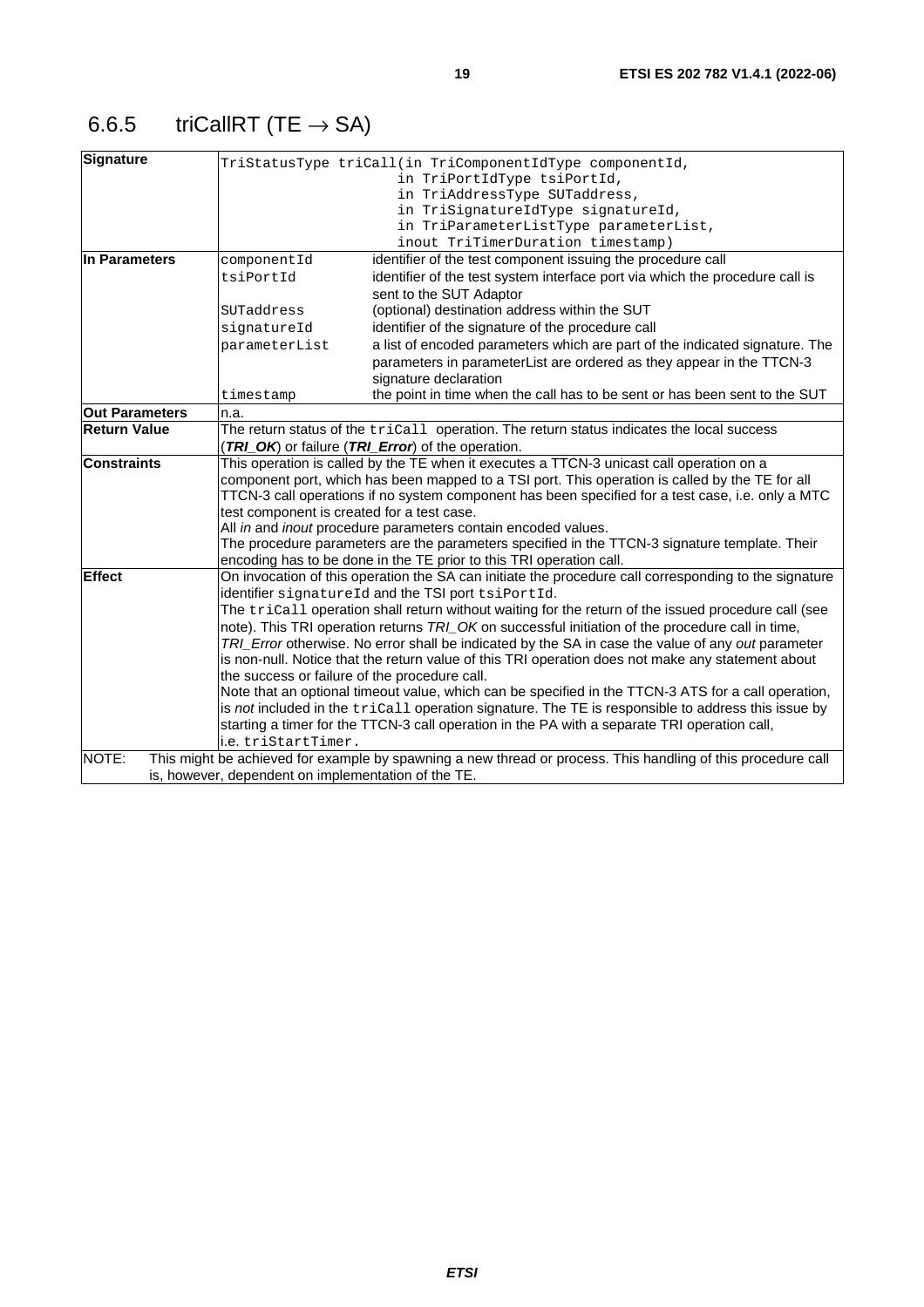## 6.6.5 triCallRT (TE → SA)

| Signature | | |
|---|---|---|
| | `TriStatusType triCall(in TriComponentIdType componentId,`<br>`in TriPortIdType tsiPortId,`<br>`in TriAddressType SUTaddress,`<br>`in TriSignatureIdType signatureId,`<br>`in TriParameterListType parameterList,`<br>`inout TriTimerDuration timestamp)` | |
| **In Parameters** | `componentId` | identifier of the test component issuing the procedure call |
| | `tsiPortId` | identifier of the test system interface port via which the procedure call is sent to the SUT Adaptor |
| | `SUTaddress` | (optional) destination address within the SUT |
| | `signatureId` | identifier of the signature of the procedure call |
| | `parameterList` | a list of encoded parameters which are part of the indicated signature. The parameters in parameterList are ordered as they appear in the TTCN-3 signature declaration |
| | `timestamp` | the point in time when the call has to be sent or has been sent to the SUT |
| **Out Parameters** | n.a. | |
| **Return Value** | The return status of the `triCall` operation. The return status indicates the local success (***TRI_OK***) or failure (***TRI_Error***) of the operation. | |
| **Constraints** | This operation is called by the TE when it executes a TTCN-3 unicast call operation on a component port, which has been mapped to a TSI port. This operation is called by the TE for all TTCN-3 call operations if no system component has been specified for a test case, i.e. only a MTC test component is created for a test case.<br>All *in* and *inout* procedure parameters contain encoded values.<br>The procedure parameters are the parameters specified in the TTCN-3 signature template. Their encoding has to be done in the TE prior to this TRI operation call. | |
| **Effect** | On invocation of this operation the SA can initiate the procedure call corresponding to the signature identifier `signatureId` and the TSI port `tsiPortId`.<br>The `triCall` operation shall return without waiting for the return of the issued procedure call (see note). This TRI operation returns *TRI_OK* on successful initiation of the procedure call in time, *TRI_Error* otherwise. No error shall be indicated by the SA in case the value of any *out* parameter is non-null. Notice that the return value of this TRI operation does not make any statement about the success or failure of the procedure call.<br>Note that an optional timeout value, which can be specified in the TTCN-3 ATS for a call operation, is *not* included in the `triCall` operation signature. The TE is responsible to address this issue by starting a timer for the TTCN-3 call operation in the PA with a separate TRI operation call, i.e. `triStartTimer`. | |
| NOTE: This might be achieved for example by spawning a new thread or process. This handling of this procedure call is, however, dependent on implementation of the TE. | | |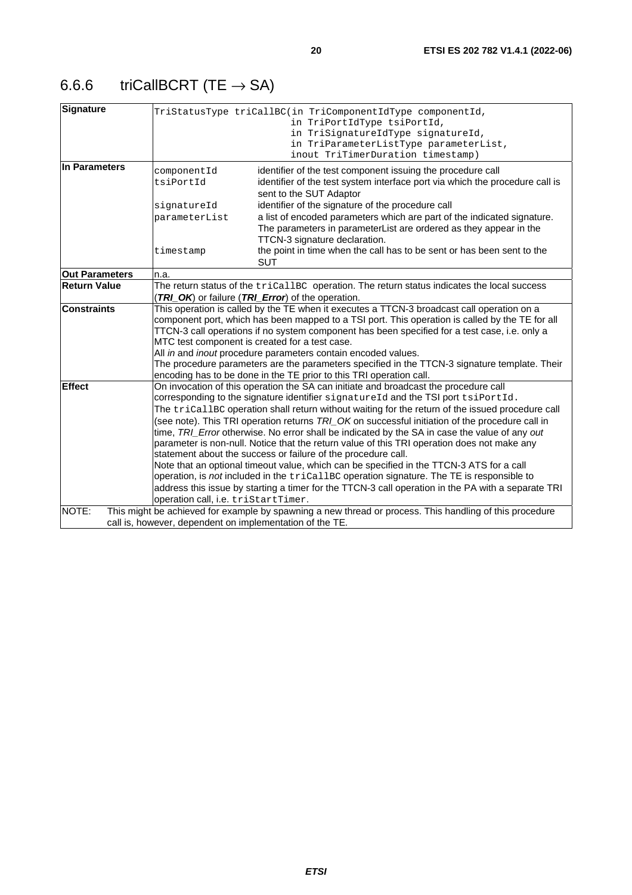### 6.6.6 triCallBCRT (TE → SA)

| | |
|---|---|
| **Signature** | `TriStatusType triCallBC(in TriComponentIdType componentId, in TriPortIdType tsiPortId, in TriSignatureIdType signatureId, in TriParameterListType parameterList, inout TriTimerDuration timestamp)` |
| **In Parameters** | `componentId` identifier of the test component issuing the procedure call<br>`tsiPortId` identifier of the test system interface port via which the procedure call is sent to the SUT Adaptor<br>`signatureId` identifier of the signature of the procedure call<br>`parameterList` a list of encoded parameters which are part of the indicated signature. The parameters in parameterList are ordered as they appear in the TTCN-3 signature declaration.<br>`timestamp` the point in time when the call has to be sent or has been sent to the SUT |
| **Out Parameters** | n.a. |
| **Return Value** | The return status of the `triCallBC` operation. The return status indicates the local success (***TRI_OK***) or failure (***TRI_Error***) of the operation. |
| **Constraints** | This operation is called by the TE when it executes a TTCN-3 broadcast call operation on a component port, which has been mapped to a TSI port. This operation is called by the TE for all TTCN-3 call operations if no system component has been specified for a test case, i.e. only a MTC test component is created for a test case.<br>All *in* and *inout* procedure parameters contain encoded values.<br>The procedure parameters are the parameters specified in the TTCN-3 signature template. Their encoding has to be done in the TE prior to this TRI operation call. |
| **Effect** | On invocation of this operation the SA can initiate and broadcast the procedure call corresponding to the signature identifier `signatureId` and the TSI port `tsiPortId`.<br>The `triCallBC` operation shall return without waiting for the return of the issued procedure call (see note). This TRI operation returns *TRI_OK* on successful initiation of the procedure call in time, *TRI_Error* otherwise. No error shall be indicated by the SA in case the value of any *out* parameter is non-null. Notice that the return value of this TRI operation does not make any statement about the success or failure of the procedure call.<br>Note that an optional timeout value, which can be specified in the TTCN-3 ATS for a call operation, is *not* included in the `triCallBC` operation signature. The TE is responsible to address this issue by starting a timer for the TTCN-3 call operation in the PA with a separate TRI operation call, i.e. `triStartTimer`. |
| NOTE: | This might be achieved for example by spawning a new thread or process. This handling of this procedure call is, however, dependent on implementation of the TE. |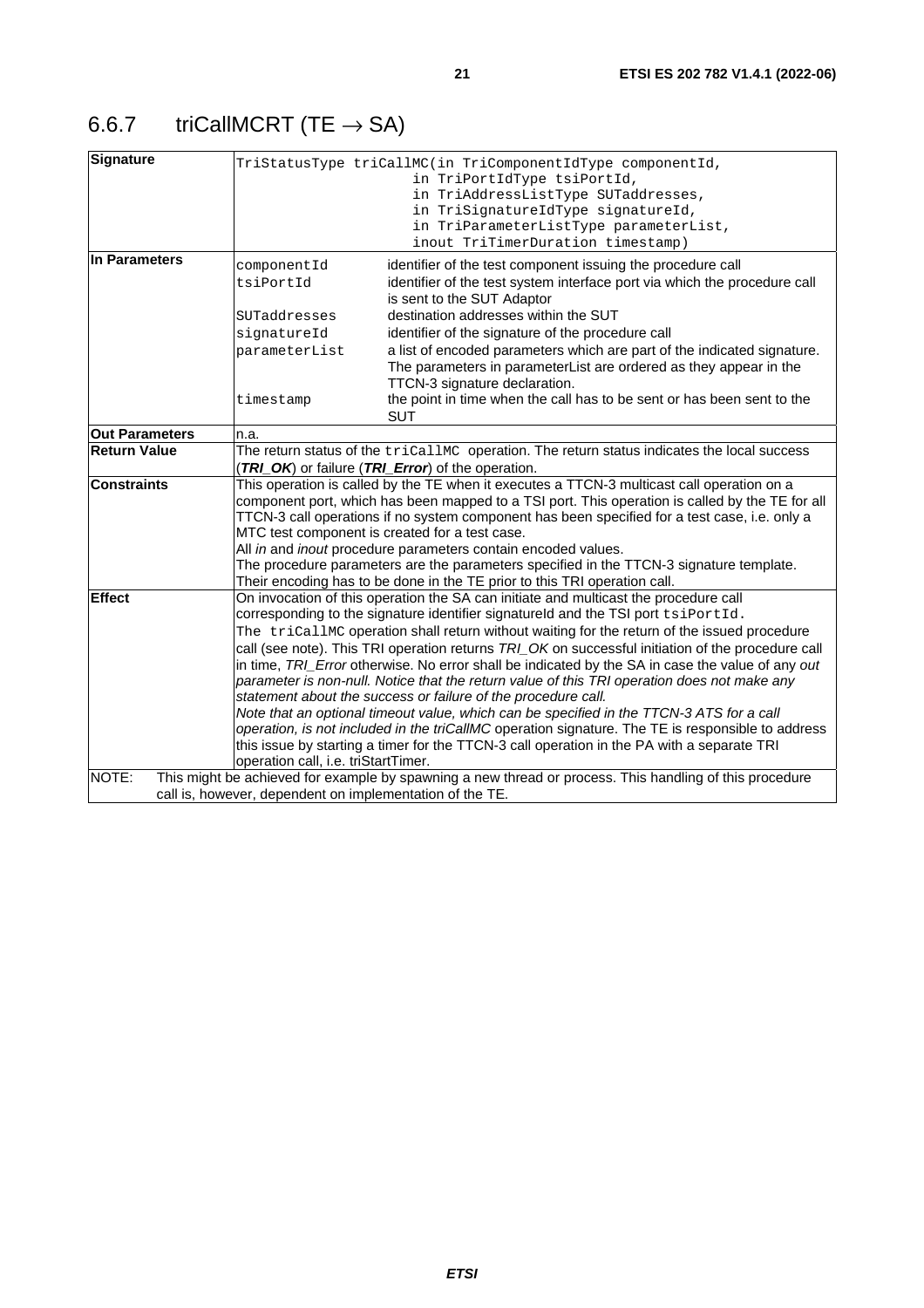### 6.6.7 triCallMCRT (TE → SA)

| | | |
|---|---|---|
| **Signature** | `TriStatusType triCallMC(in TriComponentIdType componentId, in TriPortIdType tsiPortId, in TriAddressListType SUTaddresses, in TriSignatureIdType signatureId, in TriParameterListType parameterList, inout TriTimerDuration timestamp)` | |
| **In Parameters** | `componentId` | identifier of the test component issuing the procedure call |
| | `tsiPortId` | identifier of the test system interface port via which the procedure call is sent to the SUT Adaptor |
| | `SUTaddresses` | destination addresses within the SUT |
| | `signatureId` | identifier of the signature of the procedure call |
| | `parameterList` | a list of encoded parameters which are part of the indicated signature. The parameters in parameterList are ordered as they appear in the TTCN-3 signature declaration. |
| | `timestamp` | the point in time when the call has to be sent or has been sent to the SUT |
| **Out Parameters** | n.a. | |
| **Return Value** | The return status of the `triCallMC` operation. The return status indicates the local success (***TRI_OK***) or failure (***TRI_Error***) of the operation. | |
| **Constraints** | This operation is called by the TE when it executes a TTCN-3 multicast call operation on a component port, which has been mapped to a TSI port. This operation is called by the TE for all TTCN-3 call operations if no system component has been specified for a test case, i.e. only a MTC test component is created for a test case.<br>All *in* and *inout* procedure parameters contain encoded values.<br>The procedure parameters are the parameters specified in the TTCN-3 signature template. Their encoding has to be done in the TE prior to this TRI operation call. | |
| **Effect** | On invocation of this operation the SA can initiate and multicast the procedure call corresponding to the signature identifier signatureId and the TSI port `tsiPortId`.<br>The `triCallMC` operation shall return without waiting for the return of the issued procedure call (see note). This TRI operation returns *TRI_OK* on successful initiation of the procedure call in time, *TRI_Error* otherwise. No error shall be indicated by the SA in case the value of any *out parameter is non-null. Notice that the return value of this TRI operation does not make any statement about the success or failure of the procedure call.*<br>*Note that an optional timeout value, which can be specified in the TTCN-3 ATS for a call operation, is not included in the triCallMC* operation signature. The TE is responsible to address this issue by starting a timer for the TTCN-3 call operation in the PA with a separate TRI operation call, i.e. triStartTimer. | |
| NOTE: This might be achieved for example by spawning a new thread or process. This handling of this procedure call is, however, dependent on implementation of the TE. | | |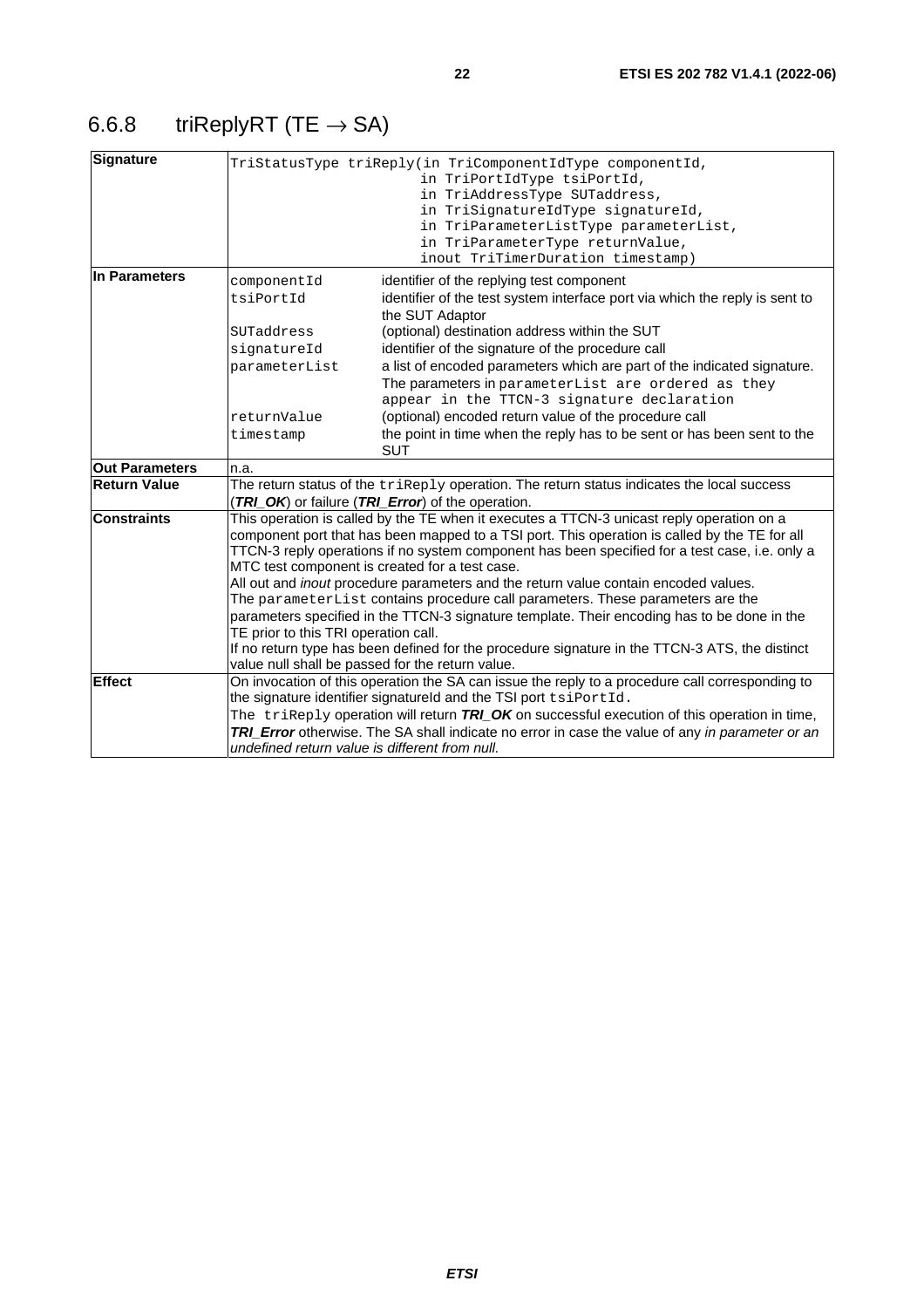### 6.6.8 triReplyRT (TE → SA)

| | |
|---|---|
| **Signature** | `TriStatusType triReply(in TriComponentIdType componentId,`<br>`in TriPortIdType tsiPortId,`<br>`in TriAddressType SUTaddress,`<br>`in TriSignatureIdType signatureId,`<br>`in TriParameterListType parameterList,`<br>`in TriParameterType returnValue,`<br>`inout TriTimerDuration timestamp)` |
| **In Parameters** | `componentId` identifier of the replying test component<br>`tsiPortId` identifier of the test system interface port via which the reply is sent to the SUT Adaptor<br>`SUTaddress` (optional) destination address within the SUT<br>`signatureId` identifier of the signature of the procedure call<br>`parameterList` a list of encoded parameters which are part of the indicated signature. The parameters in `parameterList are ordered as they appear in the TTCN-3 signature declaration`<br>`returnValue` (optional) encoded return value of the procedure call<br>`timestamp` the point in time when the reply has to be sent or has been sent to the SUT |
| **Out Parameters** | n.a. |
| **Return Value** | The return status of the `triReply` operation. The return status indicates the local success (***TRI_OK***) or failure (***TRI_Error***) of the operation. |
| **Constraints** | This operation is called by the TE when it executes a TTCN-3 unicast reply operation on a component port that has been mapped to a TSI port. This operation is called by the TE for all TTCN-3 reply operations if no system component has been specified for a test case, i.e. only a MTC test component is created for a test case.<br>All out and *inout* procedure parameters and the return value contain encoded values.<br>The `parameterList` contains procedure call parameters. These parameters are the parameters specified in the TTCN-3 signature template. Their encoding has to be done in the TE prior to this TRI operation call.<br>If no return type has been defined for the procedure signature in the TTCN-3 ATS, the distinct value null shall be passed for the return value. |
| **Effect** | On invocation of this operation the SA can issue the reply to a procedure call corresponding to the signature identifier signatureId and the TSI port `tsiPortId`.<br>The `triReply` operation will return ***TRI_OK*** on successful execution of this operation in time, ***TRI_Error*** otherwise. The SA shall indicate no error in case the value of any *in parameter or an undefined return value is different from null.* |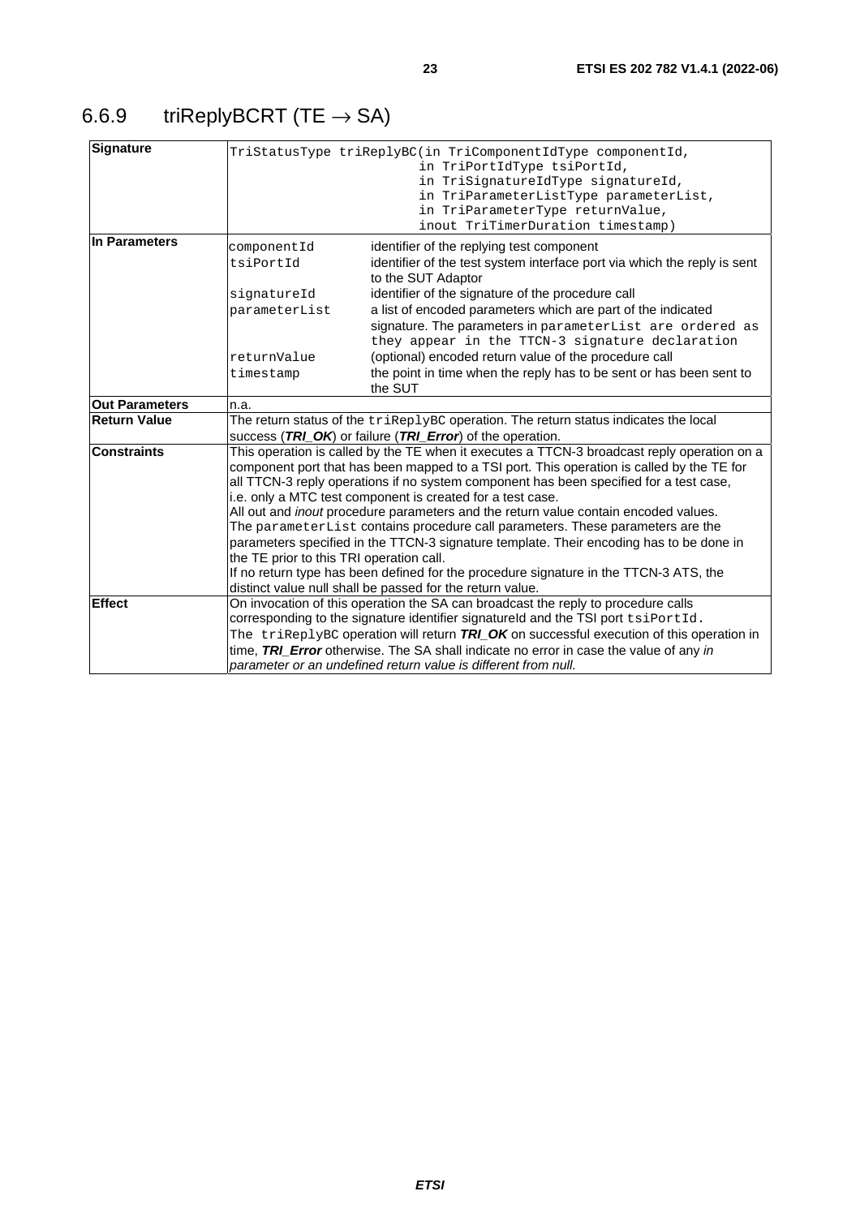## 6.6.9 triReplyBCRT (TE → SA)

| | |
|---|---|
| **Signature** | `TriStatusType triReplyBC(in TriComponentIdType componentId, in TriPortIdType tsiPortId, in TriSignatureIdType signatureId, in TriParameterListType parameterList, in TriParameterType returnValue, inout TriTimerDuration timestamp)` |
| **In Parameters** | `componentId` identifier of the replying test component<br>`tsiPortId` identifier of the test system interface port via which the reply is sent to the SUT Adaptor<br>`signatureId` identifier of the signature of the procedure call<br>`parameterList` a list of encoded parameters which are part of the indicated signature. The parameters in `parameterList` are ordered as they appear in the TTCN-3 signature declaration<br>`returnValue` (optional) encoded return value of the procedure call<br>`timestamp` the point in time when the reply has to be sent or has been sent to the SUT |
| **Out Parameters** | n.a. |
| **Return Value** | The return status of the `triReplyBC` operation. The return status indicates the local success (***TRI_OK***) or failure (***TRI_Error***) of the operation. |
| **Constraints** | This operation is called by the TE when it executes a TTCN-3 broadcast reply operation on a component port that has been mapped to a TSI port. This operation is called by the TE for all TTCN-3 reply operations if no system component has been specified for a test case, i.e. only a MTC test component is created for a test case.<br>All out and *inout* procedure parameters and the return value contain encoded values.<br>The `parameterList` contains procedure call parameters. These parameters are the parameters specified in the TTCN-3 signature template. Their encoding has to be done in the TE prior to this TRI operation call.<br>If no return type has been defined for the procedure signature in the TTCN-3 ATS, the distinct value null shall be passed for the return value. |
| **Effect** | On invocation of this operation the SA can broadcast the reply to procedure calls corresponding to the signature identifier signatureId and the TSI port `tsiPortId`.<br>The `triReplyBC` operation will return ***TRI_OK*** on successful execution of this operation in time, ***TRI_Error*** otherwise. The SA shall indicate no error in case the value of any *in parameter or an undefined return value is different from null.* |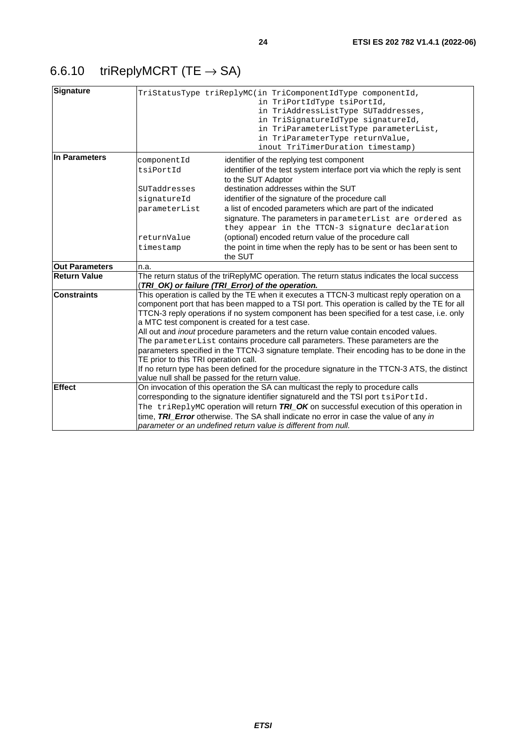## 6.6.10 triReplyMCRT (TE → SA)

| | |
|---|---|
| **Signature** | `TriStatusType triReplyMC(in TriComponentIdType componentId, in TriPortIdType tsiPortId, in TriAddressListType SUTaddresses, in TriSignatureIdType signatureId, in TriParameterListType parameterList, in TriParameterType returnValue, inout TriTimerDuration timestamp)` |
| **In Parameters** | `componentId` identifier of the replying test component<br>`tsiPortId` identifier of the test system interface port via which the reply is sent to the SUT Adaptor<br>`SUTaddresses` destination addresses within the SUT<br>`signatureId` identifier of the signature of the procedure call<br>`parameterList` a list of encoded parameters which are part of the indicated signature. The parameters in `parameterList` are ordered as they appear in the TTCN-3 signature declaration<br>`returnValue` (optional) encoded return value of the procedure call<br>`timestamp` the point in time when the reply has to be sent or has been sent to the SUT |
| **Out Parameters** | n.a. |
| **Return Value** | The return status of the triReplyMC operation. The return status indicates the local success (***TRI_OK****) or failure (****TRI_Error****) of the operation.* |
| **Constraints** | This operation is called by the TE when it executes a TTCN-3 multicast reply operation on a component port that has been mapped to a TSI port. This operation is called by the TE for all TTCN-3 reply operations if no system component has been specified for a test case, i.e. only a MTC test component is created for a test case.<br>All out and *inout* procedure parameters and the return value contain encoded values.<br>The `parameterList` contains procedure call parameters. These parameters are the parameters specified in the TTCN-3 signature template. Their encoding has to be done in the TE prior to this TRI operation call.<br>If no return type has been defined for the procedure signature in the TTCN-3 ATS, the distinct value null shall be passed for the return value. |
| **Effect** | On invocation of this operation the SA can multicast the reply to procedure calls corresponding to the signature identifier signatureId and the TSI port `tsiPortId`.<br>The `triReplyMC` operation will return ***TRI_OK*** on successful execution of this operation in time, ***TRI_Error*** otherwise. The SA shall indicate no error in case the value of any *in parameter or an undefined return value is different from null.* |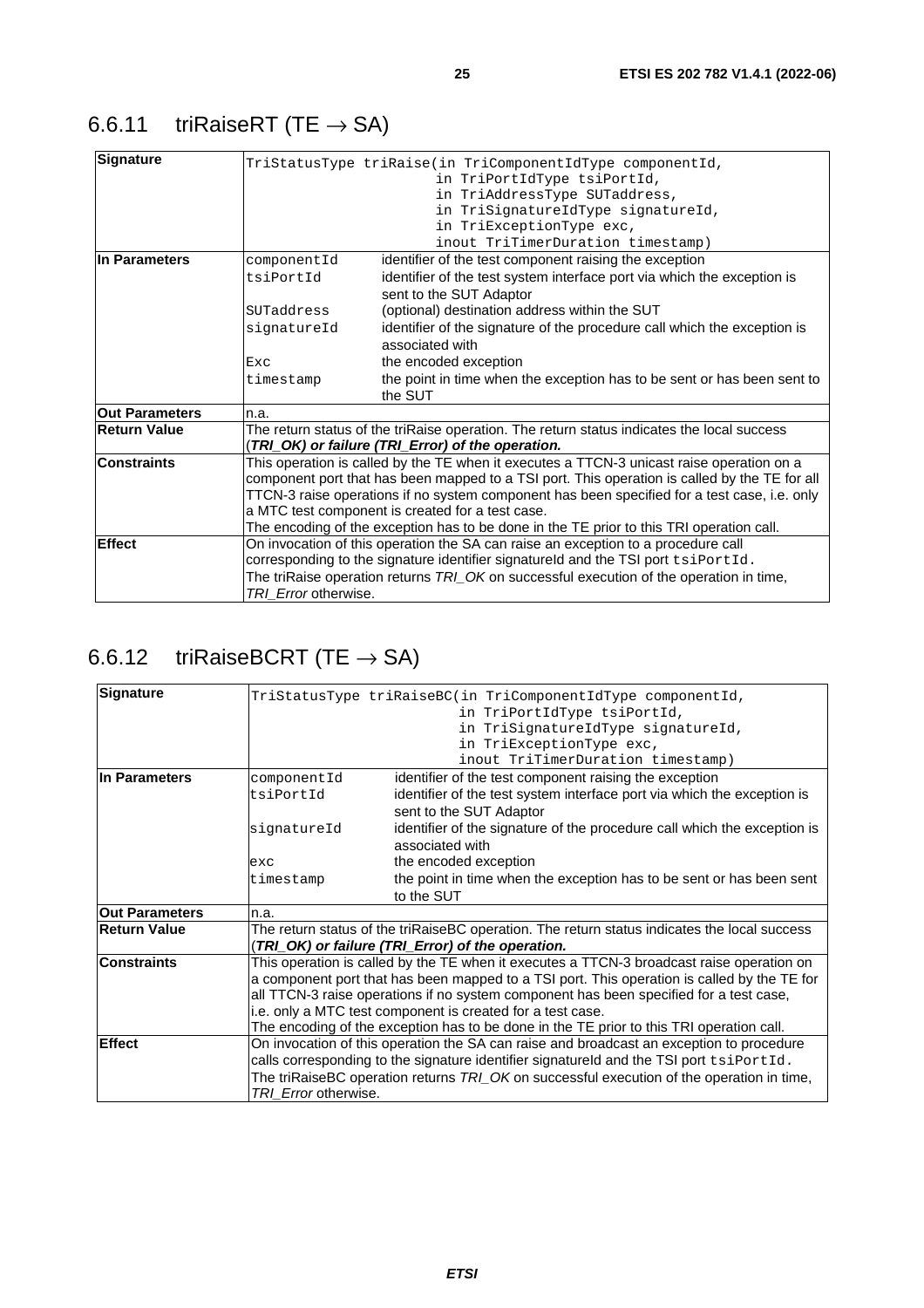## 6.6.11 triRaiseRT (TE → SA)

| | |
|---|---|
| **Signature** | `TriStatusType triRaise(in TriComponentIdType componentId,`<br>`in TriPortIdType tsiPortId,`<br>`in TriAddressType SUTaddress,`<br>`in TriSignatureIdType signatureId,`<br>`in TriExceptionType exc,`<br>`inout TriTimerDuration timestamp)` |
| **In Parameters** | `componentId` identifier of the test component raising the exception<br>`tsiPortId` identifier of the test system interface port via which the exception is sent to the SUT Adaptor<br>`SUTaddress` (optional) destination address within the SUT<br>`signatureId` identifier of the signature of the procedure call which the exception is associated with<br>`Exc` the encoded exception<br>`timestamp` the point in time when the exception has to be sent or has been sent to the SUT |
| **Out Parameters** | n.a. |
| **Return Value** | The return status of the triRaise operation. The return status indicates the local success (***TRI_OK) or failure (TRI_Error) of the operation.*** |
| **Constraints** | This operation is called by the TE when it executes a TTCN-3 unicast raise operation on a component port that has been mapped to a TSI port. This operation is called by the TE for all TTCN-3 raise operations if no system component has been specified for a test case, i.e. only a MTC test component is created for a test case.<br>The encoding of the exception has to be done in the TE prior to this TRI operation call. |
| **Effect** | On invocation of this operation the SA can raise an exception to a procedure call corresponding to the signature identifier signatureId and the TSI port `tsiPortId.`<br>The triRaise operation returns *TRI_OK* on successful execution of the operation in time, *TRI_Error* otherwise. |

## 6.6.12 triRaiseBCRT (TE → SA)

| | |
|---|---|
| **Signature** | `TriStatusType triRaiseBC(in TriComponentIdType componentId,`<br>`in TriPortIdType tsiPortId,`<br>`in TriSignatureIdType signatureId,`<br>`in TriExceptionType exc,`<br>`inout TriTimerDuration timestamp)` |
| **In Parameters** | `componentId` identifier of the test component raising the exception<br>`tsiPortId` identifier of the test system interface port via which the exception is sent to the SUT Adaptor<br>`signatureId` identifier of the signature of the procedure call which the exception is associated with<br>`exc` the encoded exception<br>`timestamp` the point in time when the exception has to be sent or has been sent to the SUT |
| **Out Parameters** | n.a. |
| **Return Value** | The return status of the triRaiseBC operation. The return status indicates the local success (***TRI_OK) or failure (TRI_Error) of the operation.*** |
| **Constraints** | This operation is called by the TE when it executes a TTCN-3 broadcast raise operation on a component port that has been mapped to a TSI port. This operation is called by the TE for all TTCN-3 raise operations if no system component has been specified for a test case, i.e. only a MTC test component is created for a test case.<br>The encoding of the exception has to be done in the TE prior to this TRI operation call. |
| **Effect** | On invocation of this operation the SA can raise and broadcast an exception to procedure calls corresponding to the signature identifier signatureId and the TSI port `tsiPortId.`<br>The triRaiseBC operation returns *TRI_OK* on successful execution of the operation in time, *TRI_Error* otherwise. |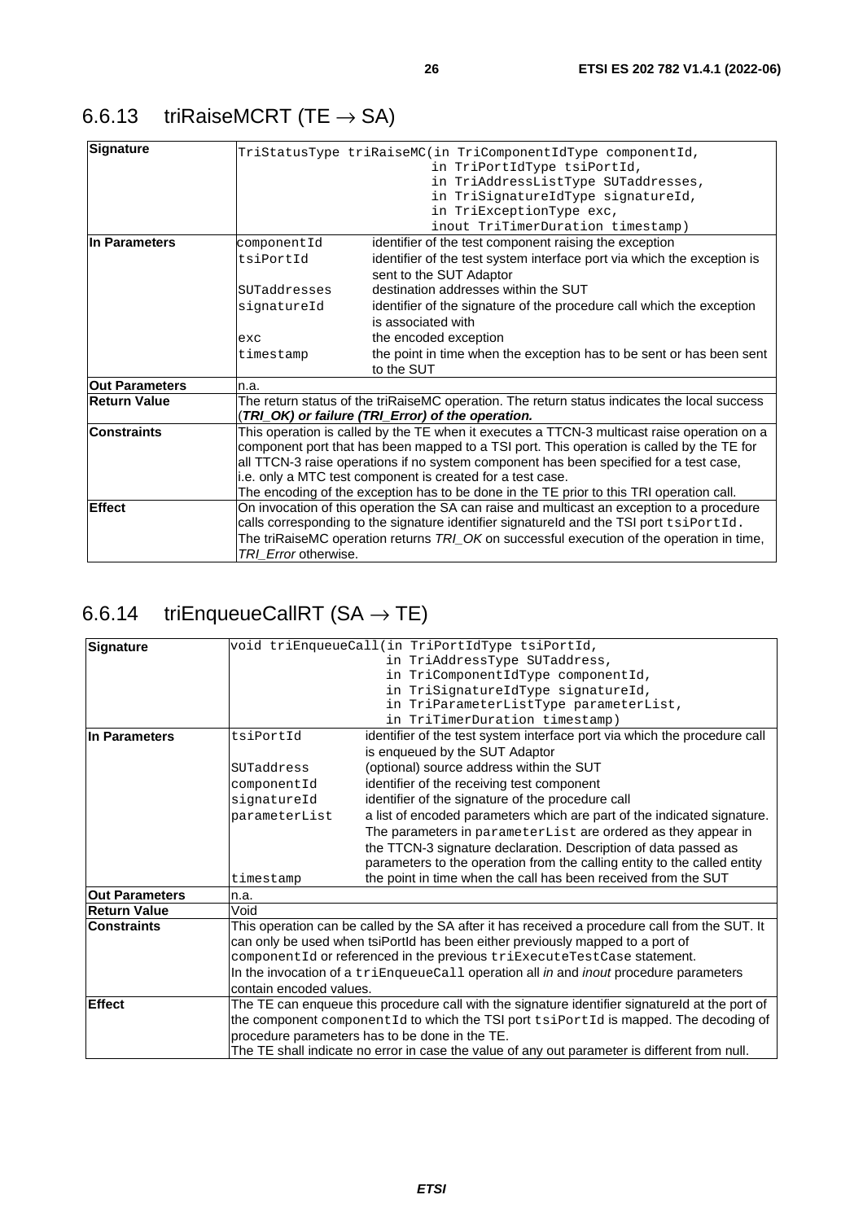### 6.6.13 triRaiseMCRT (TE → SA)

| | | |
|---|---|---|
| **Signature** | `TriStatusType triRaiseMC(in TriComponentIdType componentId, in TriPortIdType tsiPortId, in TriAddressListType SUTaddresses, in TriSignatureIdType signatureId, in TriExceptionType exc, inout TriTimerDuration timestamp)` | |
| **In Parameters** | `componentId` | identifier of the test component raising the exception |
| | `tsiPortId` | identifier of the test system interface port via which the exception is sent to the SUT Adaptor |
| | `SUTaddresses` | destination addresses within the SUT |
| | `signatureId` | identifier of the signature of the procedure call which the exception is associated with |
| | `exc` | the encoded exception |
| | `timestamp` | the point in time when the exception has to be sent or has been sent to the SUT |
| **Out Parameters** | n.a. | |
| **Return Value** | The return status of the triRaiseMC operation. The return status indicates the local success (***TRI_OK) or failure (TRI_Error) of the operation.*** | |
| **Constraints** | This operation is called by the TE when it executes a TTCN-3 multicast raise operation on a component port that has been mapped to a TSI port. This operation is called by the TE for all TTCN-3 raise operations if no system component has been specified for a test case, i.e. only a MTC test component is created for a test case.<br>The encoding of the exception has to be done in the TE prior to this TRI operation call. | |
| **Effect** | On invocation of this operation the SA can raise and multicast an exception to a procedure calls corresponding to the signature identifier signatureId and the TSI port `tsiPortId`.<br>The triRaiseMC operation returns *TRI_OK* on successful execution of the operation in time, *TRI_Error* otherwise. | |

### 6.6.14 triEnqueueCallRT (SA → TE)

| | | |
|---|---|---|
| **Signature** | `void triEnqueueCall(in TriPortIdType tsiPortId, in TriAddressType SUTaddress, in TriComponentIdType componentId, in TriSignatureIdType signatureId, in TriParameterListType parameterList, in TriTimerDuration timestamp)` | |
| **In Parameters** | `tsiPortId` | identifier of the test system interface port via which the procedure call is enqueued by the SUT Adaptor |
| | `SUTaddress` | (optional) source address within the SUT |
| | `componentId` | identifier of the receiving test component |
| | `signatureId` | identifier of the signature of the procedure call |
| | `parameterList` | a list of encoded parameters which are part of the indicated signature. The parameters in `parameterList` are ordered as they appear in the TTCN-3 signature declaration. Description of data passed as parameters to the operation from the calling entity to the called entity |
| | `timestamp` | the point in time when the call has been received from the SUT |
| **Out Parameters** | n.a. | |
| **Return Value** | Void | |
| **Constraints** | This operation can be called by the SA after it has received a procedure call from the SUT. It can only be used when tsiPortId has been either previously mapped to a port of `componentId` or referenced in the previous `triExecuteTestCase` statement.<br>In the invocation of a `triEnqueueCall` operation all *in* and *inout* procedure parameters contain encoded values. | |
| **Effect** | The TE can enqueue this procedure call with the signature identifier signatureId at the port of the component `componentId` to which the TSI port `tsiPortId` is mapped. The decoding of procedure parameters has to be done in the TE.<br>The TE shall indicate no error in case the value of any out parameter is different from null. | |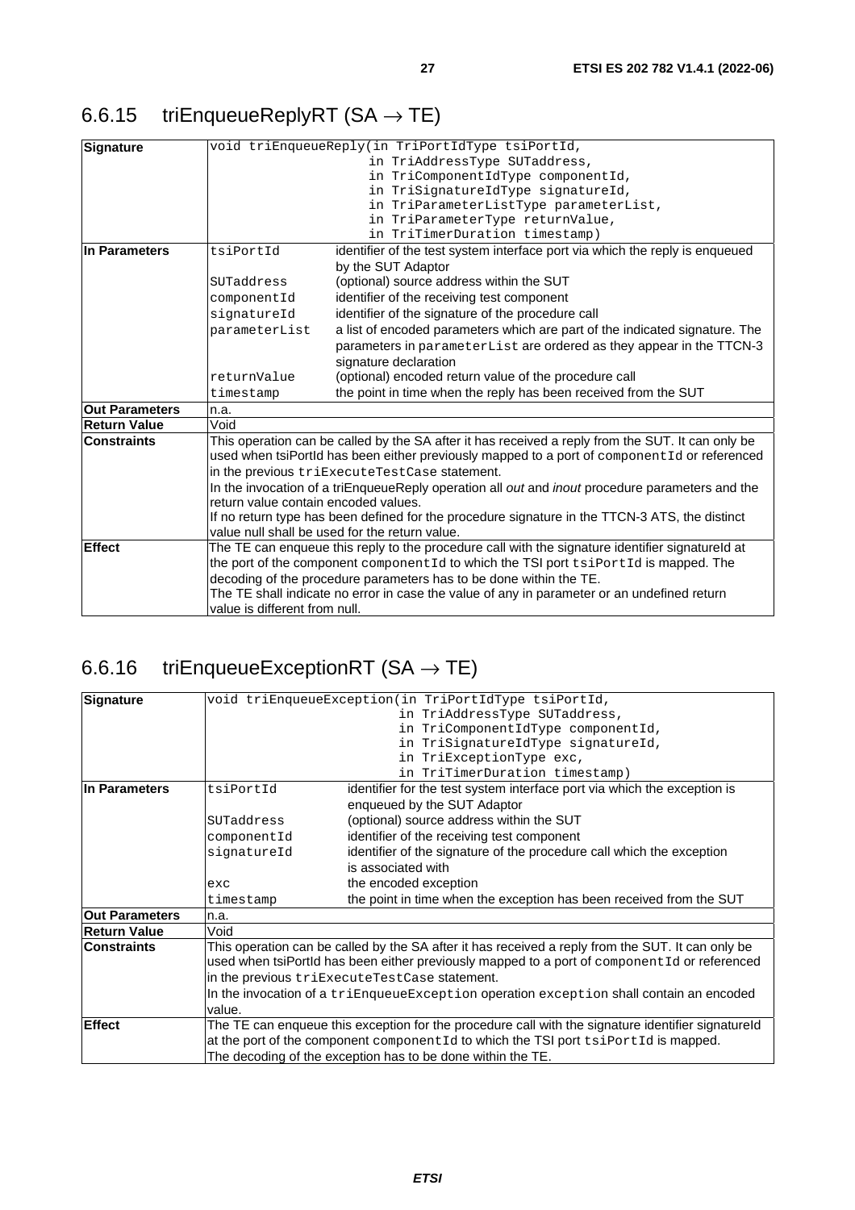### 6.6.15 triEnqueueReplyRT (SA → TE)

| | | |
|---|---|---|
| **Signature** | `void triEnqueueReply(in TriPortIdType tsiPortId,`<br>`in TriAddressType SUTaddress,`<br>`in TriComponentIdType componentId,`<br>`in TriSignatureIdType signatureId,`<br>`in TriParameterListType parameterList,`<br>`in TriParameterType returnValue,`<br>`in TriTimerDuration timestamp)` | |
| **In Parameters** | `tsiPortId` | identifier of the test system interface port via which the reply is enqueued by the SUT Adaptor |
| | `SUTaddress` | (optional) source address within the SUT |
| | `componentId` | identifier of the receiving test component |
| | `signatureId` | identifier of the signature of the procedure call |
| | `parameterList` | a list of encoded parameters which are part of the indicated signature. The parameters in `parameterList` are ordered as they appear in the TTCN-3 signature declaration |
| | `returnValue` | (optional) encoded return value of the procedure call |
| | `timestamp` | the point in time when the reply has been received from the SUT |
| **Out Parameters** | n.a. | |
| **Return Value** | Void | |
| **Constraints** | This operation can be called by the SA after it has received a reply from the SUT. It can only be used when tsiPortId has been either previously mapped to a port of `componentId` or referenced in the previous `triExecuteTestCase` statement.<br>In the invocation of a triEnqueueReply operation all *out* and *inout* procedure parameters and the return value contain encoded values.<br>If no return type has been defined for the procedure signature in the TTCN-3 ATS, the distinct value null shall be used for the return value. | |
| **Effect** | The TE can enqueue this reply to the procedure call with the signature identifier signatureId at the port of the component `componentId` to which the TSI port `tsiPortId` is mapped. The decoding of the procedure parameters has to be done within the TE.<br>The TE shall indicate no error in case the value of any in parameter or an undefined return value is different from null. | |

### 6.6.16 triEnqueueExceptionRT (SA → TE)

| | | |
|---|---|---|
| **Signature** | `void triEnqueueException(in TriPortIdType tsiPortId,`<br>`in TriAddressType SUTaddress,`<br>`in TriComponentIdType componentId,`<br>`in TriSignatureIdType signatureId,`<br>`in TriExceptionType exc,`<br>`in TriTimerDuration timestamp)` | |
| **In Parameters** | `tsiPortId` | identifier for the test system interface port via which the exception is enqueued by the SUT Adaptor |
| | `SUTaddress` | (optional) source address within the SUT |
| | `componentId` | identifier of the receiving test component |
| | `signatureId` | identifier of the signature of the procedure call which the exception is associated with |
| | `exc` | the encoded exception |
| | `timestamp` | the point in time when the exception has been received from the SUT |
| **Out Parameters** | n.a. | |
| **Return Value** | Void | |
| **Constraints** | This operation can be called by the SA after it has received a reply from the SUT. It can only be used when tsiPortId has been either previously mapped to a port of `componentId` or referenced in the previous `triExecuteTestCase` statement.<br>In the invocation of a `triEnqueueException` operation `exception` shall contain an encoded value. | |
| **Effect** | The TE can enqueue this exception for the procedure call with the signature identifier signatureId at the port of the component `componentId` to which the TSI port `tsiPortId` is mapped.<br>The decoding of the exception has to be done within the TE. | |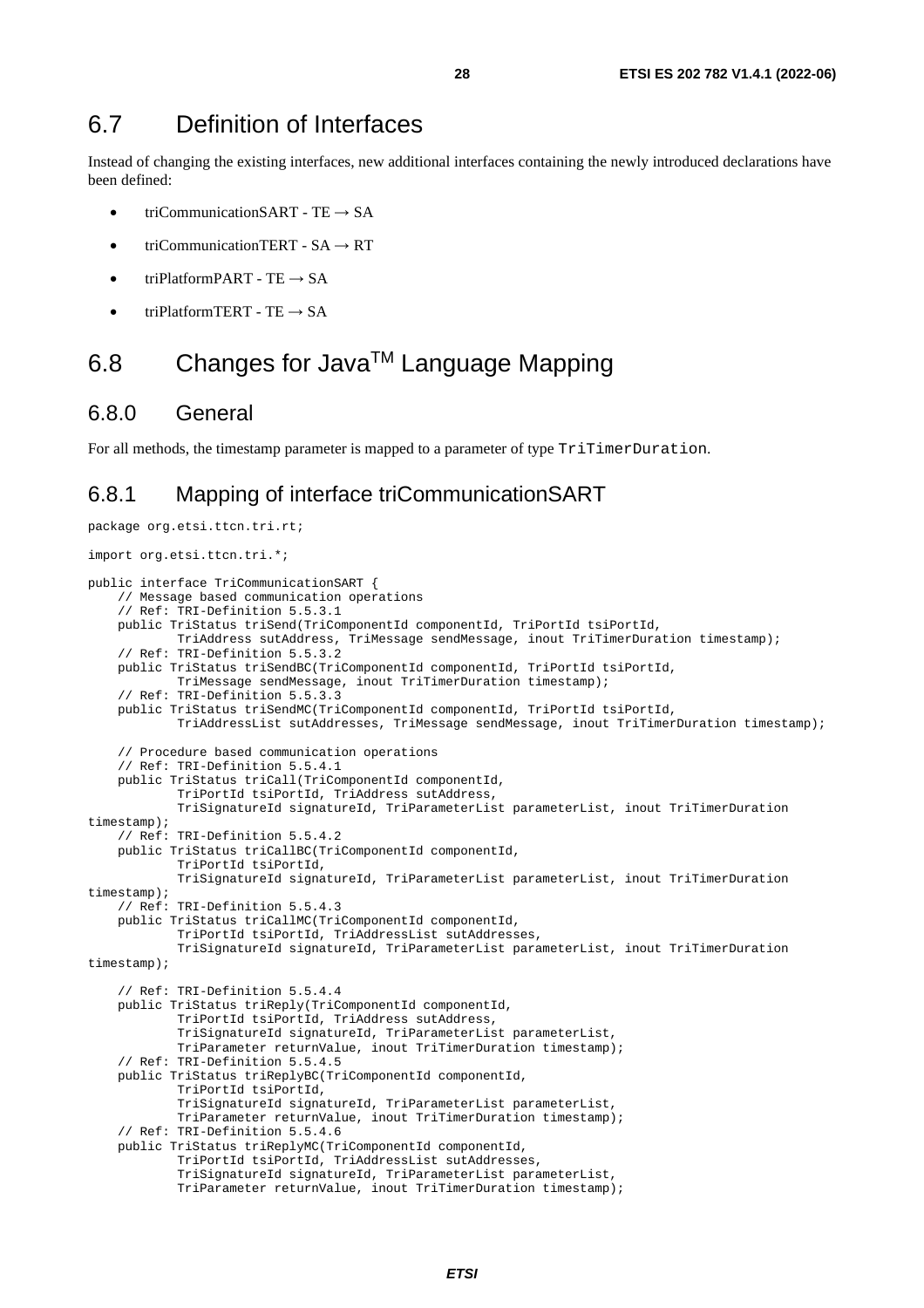## 6.7 Definition of Interfaces

Instead of changing the existing interfaces, new additional interfaces containing the newly introduced declarations have been defined:

- triCommunicationSART - TE → SA
- triCommunicationTERT - SA → RT
- triPlatformPART - TE → SA
- triPlatformTERT - TE → SA

## 6.8 Changes for Java™ Language Mapping

### 6.8.0 General

For all methods, the timestamp parameter is mapped to a parameter of type `TriTimerDuration`.

### 6.8.1 Mapping of interface triCommunicationSART

```
package org.etsi.ttcn.tri.rt;

import org.etsi.ttcn.tri.*;

public interface TriCommunicationSART {
    // Message based communication operations
    // Ref: TRI-Definition 5.5.3.1
    public TriStatus triSend(TriComponentId componentId, TriPortId tsiPortId,
            TriAddress sutAddress, TriMessage sendMessage, inout TriTimerDuration timestamp);
    // Ref: TRI-Definition 5.5.3.2
    public TriStatus triSendBC(TriComponentId componentId, TriPortId tsiPortId,
            TriMessage sendMessage, inout TriTimerDuration timestamp);
    // Ref: TRI-Definition 5.5.3.3
    public TriStatus triSendMC(TriComponentId componentId, TriPortId tsiPortId,
            TriAddressList sutAddresses, TriMessage sendMessage, inout TriTimerDuration timestamp);

    // Procedure based communication operations
    // Ref: TRI-Definition 5.5.4.1
    public TriStatus triCall(TriComponentId componentId,
            TriPortId tsiPortId, TriAddress sutAddress,
            TriSignatureId signatureId, TriParameterList parameterList, inout TriTimerDuration
timestamp);
    // Ref: TRI-Definition 5.5.4.2
    public TriStatus triCallBC(TriComponentId componentId,
            TriPortId tsiPortId,
            TriSignatureId signatureId, TriParameterList parameterList, inout TriTimerDuration
timestamp);
    // Ref: TRI-Definition 5.5.4.3
    public TriStatus triCallMC(TriComponentId componentId,
            TriPortId tsiPortId, TriAddressList sutAddresses,
            TriSignatureId signatureId, TriParameterList parameterList, inout TriTimerDuration
timestamp);

    // Ref: TRI-Definition 5.5.4.4
    public TriStatus triReply(TriComponentId componentId,
            TriPortId tsiPortId, TriAddress sutAddress,
            TriSignatureId signatureId, TriParameterList parameterList,
            TriParameter returnValue, inout TriTimerDuration timestamp);
    // Ref: TRI-Definition 5.5.4.5
    public TriStatus triReplyBC(TriComponentId componentId,
            TriPortId tsiPortId,
            TriSignatureId signatureId, TriParameterList parameterList,
            TriParameter returnValue, inout TriTimerDuration timestamp);
    // Ref: TRI-Definition 5.5.4.6
    public TriStatus triReplyMC(TriComponentId componentId,
            TriPortId tsiPortId, TriAddressList sutAddresses,
            TriSignatureId signatureId, TriParameterList parameterList,
            TriParameter returnValue, inout TriTimerDuration timestamp);
```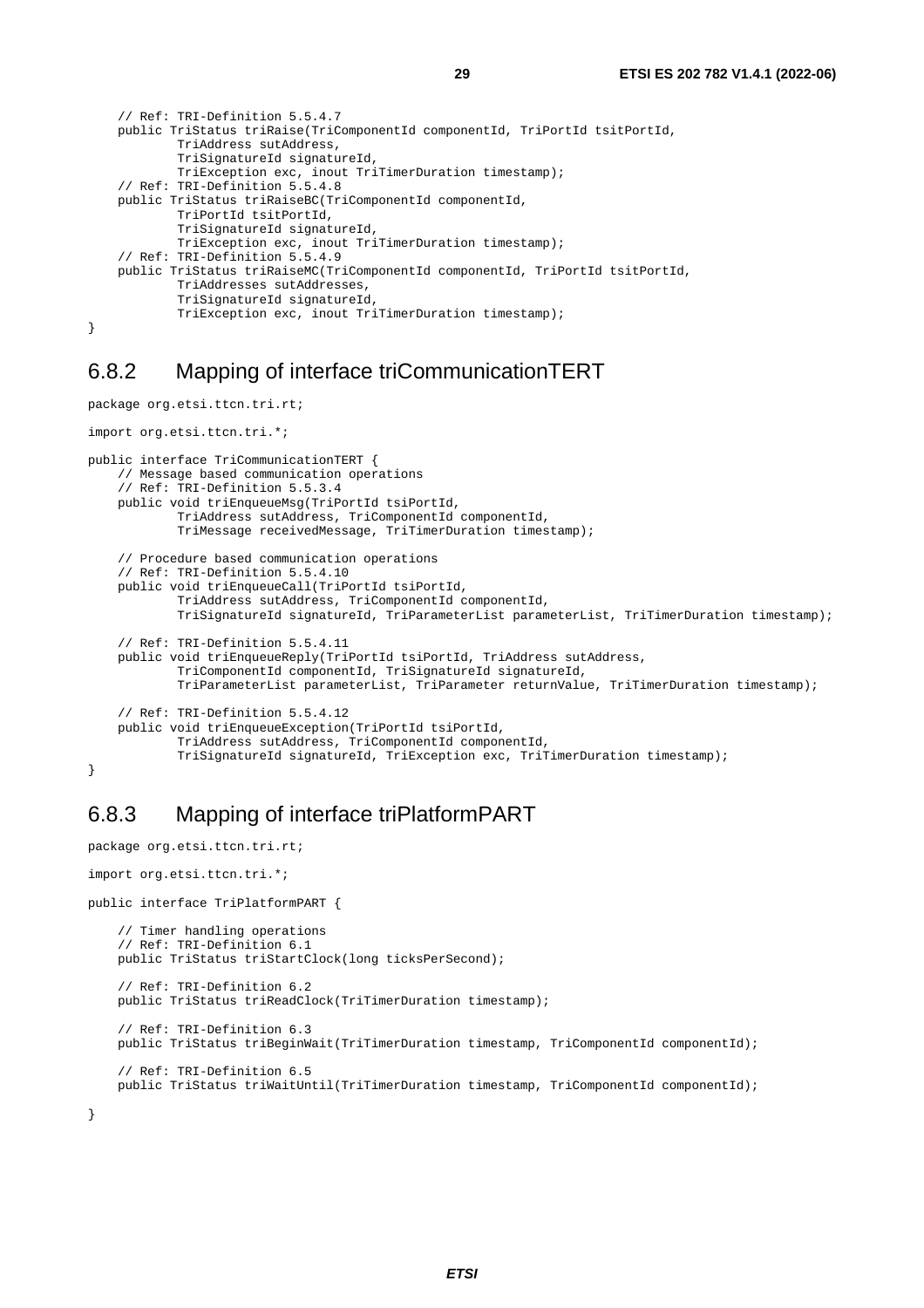```
    // Ref: TRI-Definition 5.5.4.7
    public TriStatus triRaise(TriComponentId componentId, TriPortId tsitPortId,
            TriAddress sutAddress,
            TriSignatureId signatureId,
            TriException exc, inout TriTimerDuration timestamp);
    // Ref: TRI-Definition 5.5.4.8
    public TriStatus triRaiseBC(TriComponentId componentId,
            TriPortId tsitPortId,
            TriSignatureId signatureId,
            TriException exc, inout TriTimerDuration timestamp);
    // Ref: TRI-Definition 5.5.4.9
    public TriStatus triRaiseMC(TriComponentId componentId, TriPortId tsitPortId,
            TriAddresses sutAddresses,
            TriSignatureId signatureId,
            TriException exc, inout TriTimerDuration timestamp);
}
```

### 6.8.2 Mapping of interface triCommunicationTERT

```
package org.etsi.ttcn.tri.rt;

import org.etsi.ttcn.tri.*;

public interface TriCommunicationTERT {
    // Message based communication operations
    // Ref: TRI-Definition 5.5.3.4
    public void triEnqueueMsg(TriPortId tsiPortId,
            TriAddress sutAddress, TriComponentId componentId,
            TriMessage receivedMessage, TriTimerDuration timestamp);

    // Procedure based communication operations
    // Ref: TRI-Definition 5.5.4.10
    public void triEnqueueCall(TriPortId tsiPortId,
            TriAddress sutAddress, TriComponentId componentId,
            TriSignatureId signatureId, TriParameterList parameterList, TriTimerDuration timestamp);

    // Ref: TRI-Definition 5.5.4.11
    public void triEnqueueReply(TriPortId tsiPortId, TriAddress sutAddress,
            TriComponentId componentId, TriSignatureId signatureId,
            TriParameterList parameterList, TriParameter returnValue, TriTimerDuration timestamp);

    // Ref: TRI-Definition 5.5.4.12
    public void triEnqueueException(TriPortId tsiPortId,
            TriAddress sutAddress, TriComponentId componentId,
            TriSignatureId signatureId, TriException exc, TriTimerDuration timestamp);
}
```

### 6.8.3 Mapping of interface triPlatformPART

```
package org.etsi.ttcn.tri.rt;

import org.etsi.ttcn.tri.*;

public interface TriPlatformPART {

    // Timer handling operations
    // Ref: TRI-Definition 6.1
    public TriStatus triStartClock(long ticksPerSecond);

    // Ref: TRI-Definition 6.2
    public TriStatus triReadClock(TriTimerDuration timestamp);

    // Ref: TRI-Definition 6.3
    public TriStatus triBeginWait(TriTimerDuration timestamp, TriComponentId componentId);

    // Ref: TRI-Definition 6.5
    public TriStatus triWaitUntil(TriTimerDuration timestamp, TriComponentId componentId);

}
```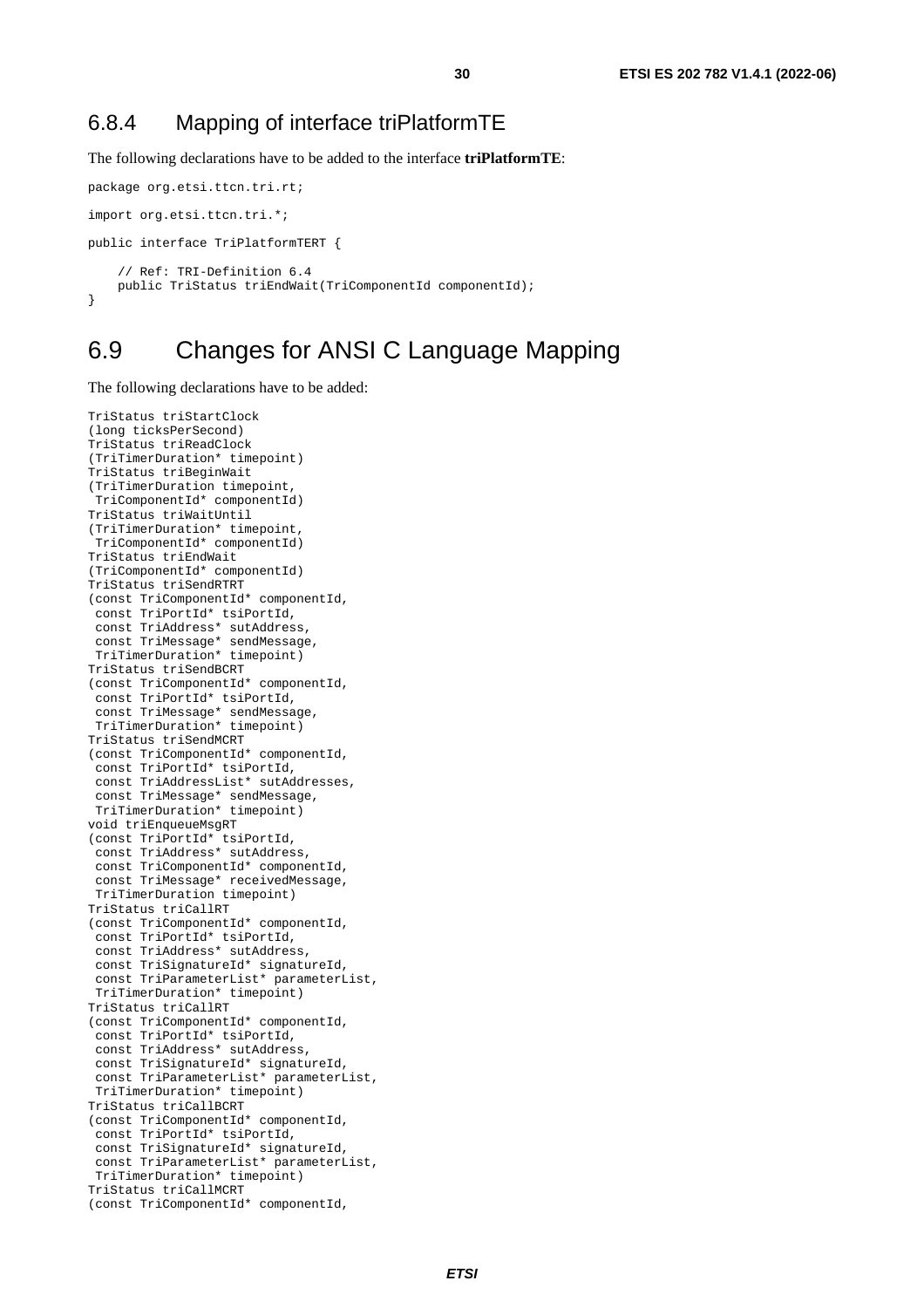### 6.8.4 Mapping of interface triPlatformTE

The following declarations have to be added to the interface **triPlatformTE**:

```
package org.etsi.ttcn.tri.rt;

import org.etsi.ttcn.tri.*;

public interface TriPlatformTERT {

    // Ref: TRI-Definition 6.4
    public TriStatus triEndWait(TriComponentId componentId);
}
```

## 6.9 Changes for ANSI C Language Mapping

The following declarations have to be added:

```
TriStatus triStartClock
(long ticksPerSecond)
TriStatus triReadClock
(TriTimerDuration* timepoint)
TriStatus triBeginWait
(TriTimerDuration timepoint,
 TriComponentId* componentId)
TriStatus triWaitUntil
(TriTimerDuration* timepoint,
 TriComponentId* componentId)
TriStatus triEndWait
(TriComponentId* componentId)
TriStatus triSendRTRT
(const TriComponentId* componentId,
 const TriPortId* tsiPortId,
 const TriAddress* sutAddress,
 const TriMessage* sendMessage,
 TriTimerDuration* timepoint)
TriStatus triSendBCRT
(const TriComponentId* componentId,
 const TriPortId* tsiPortId,
 const TriMessage* sendMessage,
 TriTimerDuration* timepoint)
TriStatus triSendMCRT
(const TriComponentId* componentId,
 const TriPortId* tsiPortId,
 const TriAddressList* sutAddresses,
 const TriMessage* sendMessage,
 TriTimerDuration* timepoint)
void triEnqueueMsgRT
(const TriPortId* tsiPortId,
 const TriAddress* sutAddress,
 const TriComponentId* componentId,
 const TriMessage* receivedMessage,
 TriTimerDuration timepoint)
TriStatus triCallRT
(const TriComponentId* componentId,
 const TriPortId* tsiPortId,
 const TriAddress* sutAddress,
 const TriSignatureId* signatureId,
 const TriParameterList* parameterList,
 TriTimerDuration* timepoint)
TriStatus triCallRT
(const TriComponentId* componentId,
 const TriPortId* tsiPortId,
 const TriAddress* sutAddress,
 const TriSignatureId* signatureId,
 const TriParameterList* parameterList,
 TriTimerDuration* timepoint)
TriStatus triCallBCRT
(const TriComponentId* componentId,
 const TriPortId* tsiPortId,
 const TriSignatureId* signatureId,
 const TriParameterList* parameterList,
 TriTimerDuration* timepoint)
TriStatus triCallMCRT
(const TriComponentId* componentId,
```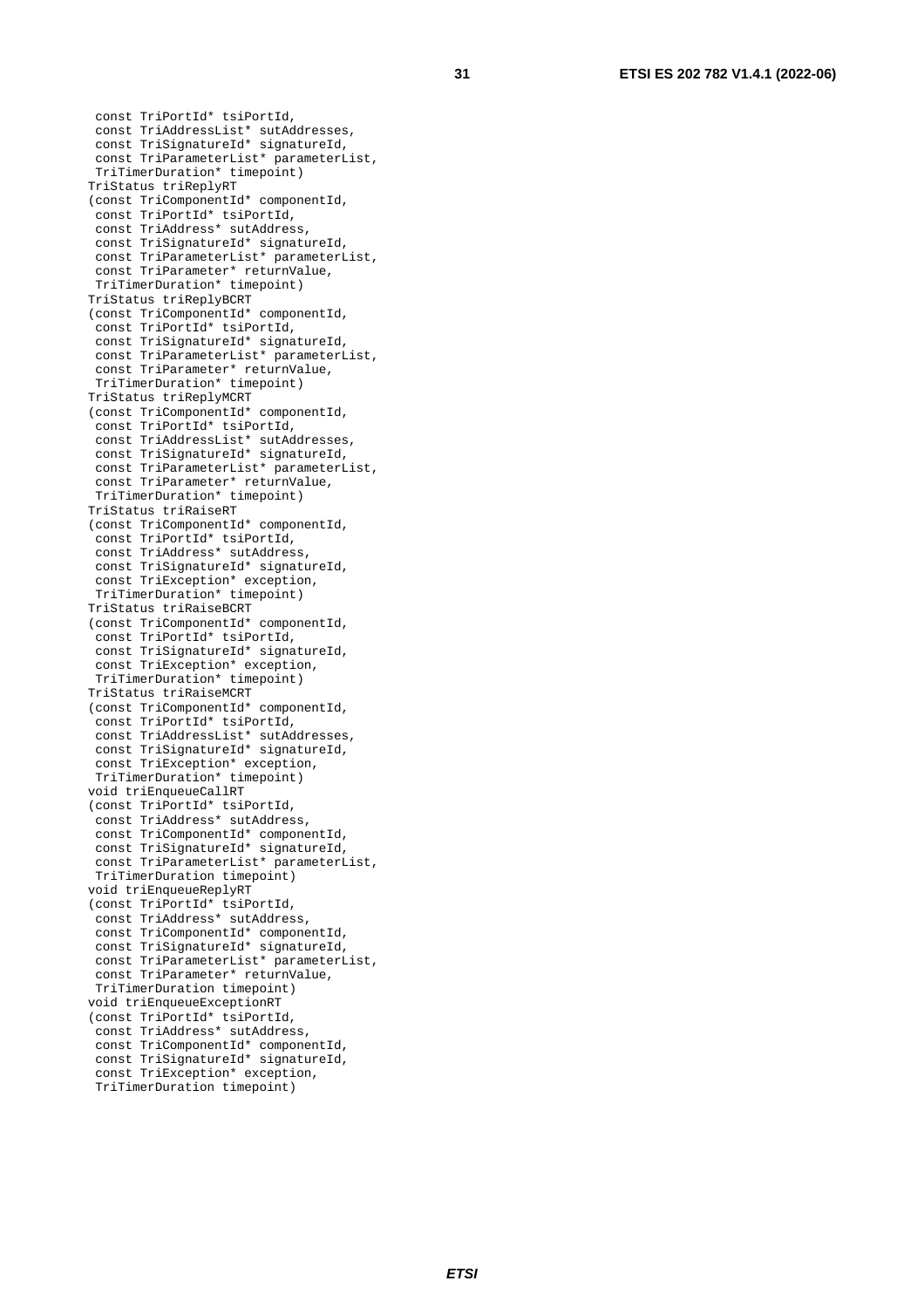```
 const TriPortId* tsiPortId,
 const TriAddressList* sutAddresses,
 const TriSignatureId* signatureId,
 const TriParameterList* parameterList,
 TriTimerDuration* timepoint)
TriStatus triReplyRT
(const TriComponentId* componentId,
 const TriPortId* tsiPortId,
 const TriAddress* sutAddress,
 const TriSignatureId* signatureId,
 const TriParameterList* parameterList,
 const TriParameter* returnValue,
 TriTimerDuration* timepoint)
TriStatus triReplyBCRT
(const TriComponentId* componentId,
 const TriPortId* tsiPortId,
 const TriSignatureId* signatureId,
 const TriParameterList* parameterList,
 const TriParameter* returnValue,
 TriTimerDuration* timepoint)
TriStatus triReplyMCRT
(const TriComponentId* componentId,
 const TriPortId* tsiPortId,
 const TriAddressList* sutAddresses,
 const TriSignatureId* signatureId,
 const TriParameterList* parameterList,
 const TriParameter* returnValue,
 TriTimerDuration* timepoint)
TriStatus triRaiseRT
(const TriComponentId* componentId,
 const TriPortId* tsiPortId,
 const TriAddress* sutAddress,
 const TriSignatureId* signatureId,
 const TriException* exception,
 TriTimerDuration* timepoint)
TriStatus triRaiseBCRT
(const TriComponentId* componentId,
 const TriPortId* tsiPortId,
 const TriSignatureId* signatureId,
 const TriException* exception,
 TriTimerDuration* timepoint)
TriStatus triRaiseMCRT
(const TriComponentId* componentId,
 const TriPortId* tsiPortId,
 const TriAddressList* sutAddresses,
 const TriSignatureId* signatureId,
 const TriException* exception,
 TriTimerDuration* timepoint)
void triEnqueueCallRT
(const TriPortId* tsiPortId,
 const TriAddress* sutAddress,
 const TriComponentId* componentId,
 const TriSignatureId* signatureId,
 const TriParameterList* parameterList,
 TriTimerDuration timepoint)
void triEnqueueReplyRT
(const TriPortId* tsiPortId,
 const TriAddress* sutAddress,
 const TriComponentId* componentId,
 const TriSignatureId* signatureId,
 const TriParameterList* parameterList,
 const TriParameter* returnValue,
 TriTimerDuration timepoint)
void triEnqueueExceptionRT
(const TriPortId* tsiPortId,
 const TriAddress* sutAddress,
 const TriComponentId* componentId,
 const TriSignatureId* signatureId,
 const TriException* exception,
 TriTimerDuration timepoint)
```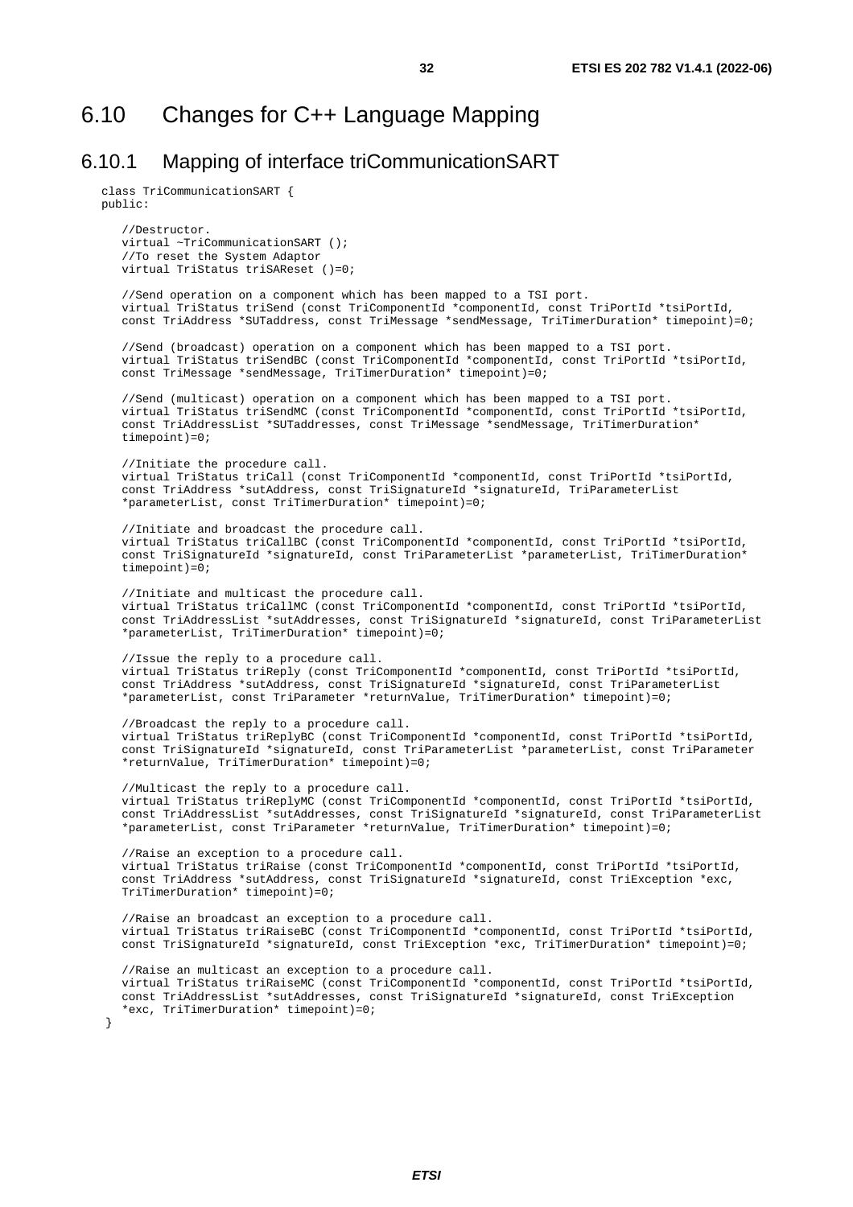## 6.10 Changes for C++ Language Mapping

### 6.10.1 Mapping of interface triCommunicationSART

```
class TriCommunicationSART {
public:

   //Destructor.
   virtual ~TriCommunicationSART ();
   //To reset the System Adaptor
   virtual TriStatus triSAReset ()=0;

   //Send operation on a component which has been mapped to a TSI port.
   virtual TriStatus triSend (const TriComponentId *componentId, const TriPortId *tsiPortId,
   const TriAddress *SUTaddress, const TriMessage *sendMessage, TriTimerDuration* timepoint)=0;

   //Send (broadcast) operation on a component which has been mapped to a TSI port.
   virtual TriStatus triSendBC (const TriComponentId *componentId, const TriPortId *tsiPortId,
   const TriMessage *sendMessage, TriTimerDuration* timepoint)=0;

   //Send (multicast) operation on a component which has been mapped to a TSI port.
   virtual TriStatus triSendMC (const TriComponentId *componentId, const TriPortId *tsiPortId,
   const TriAddressList *SUTaddresses, const TriMessage *sendMessage, TriTimerDuration*
   timepoint)=0;

   //Initiate the procedure call.
   virtual TriStatus triCall (const TriComponentId *componentId, const TriPortId *tsiPortId,
   const TriAddress *sutAddress, const TriSignatureId *signatureId, TriParameterList
   *parameterList, const TriTimerDuration* timepoint)=0;

   //Initiate and broadcast the procedure call.
   virtual TriStatus triCallBC (const TriComponentId *componentId, const TriPortId *tsiPortId,
   const TriSignatureId *signatureId, const TriParameterList *parameterList, TriTimerDuration*
   timepoint)=0;

   //Initiate and multicast the procedure call.
   virtual TriStatus triCallMC (const TriComponentId *componentId, const TriPortId *tsiPortId,
   const TriAddressList *sutAddresses, const TriSignatureId *signatureId, const TriParameterList
   *parameterList, TriTimerDuration* timepoint)=0;

   //Issue the reply to a procedure call.
   virtual TriStatus triReply (const TriComponentId *componentId, const TriPortId *tsiPortId,
   const TriAddress *sutAddress, const TriSignatureId *signatureId, const TriParameterList
   *parameterList, const TriParameter *returnValue, TriTimerDuration* timepoint)=0;

   //Broadcast the reply to a procedure call.
   virtual TriStatus triReplyBC (const TriComponentId *componentId, const TriPortId *tsiPortId,
   const TriSignatureId *signatureId, const TriParameterList *parameterList, const TriParameter
   *returnValue, TriTimerDuration* timepoint)=0;

   //Multicast the reply to a procedure call.
   virtual TriStatus triReplyMC (const TriComponentId *componentId, const TriPortId *tsiPortId,
   const TriAddressList *sutAddresses, const TriSignatureId *signatureId, const TriParameterList
   *parameterList, const TriParameter *returnValue, TriTimerDuration* timepoint)=0;

   //Raise an exception to a procedure call.
   virtual TriStatus triRaise (const TriComponentId *componentId, const TriPortId *tsiPortId,
   const TriAddress *sutAddress, const TriSignatureId *signatureId, const TriException *exc,
   TriTimerDuration* timepoint)=0;

   //Raise an broadcast an exception to a procedure call.
   virtual TriStatus triRaiseBC (const TriComponentId *componentId, const TriPortId *tsiPortId,
   const TriSignatureId *signatureId, const TriException *exc, TriTimerDuration* timepoint)=0;

   //Raise an multicast an exception to a procedure call.
   virtual TriStatus triRaiseMC (const TriComponentId *componentId, const TriPortId *tsiPortId,
   const TriAddressList *sutAddresses, const TriSignatureId *signatureId, const TriException
   *exc, TriTimerDuration* timepoint)=0;
}
```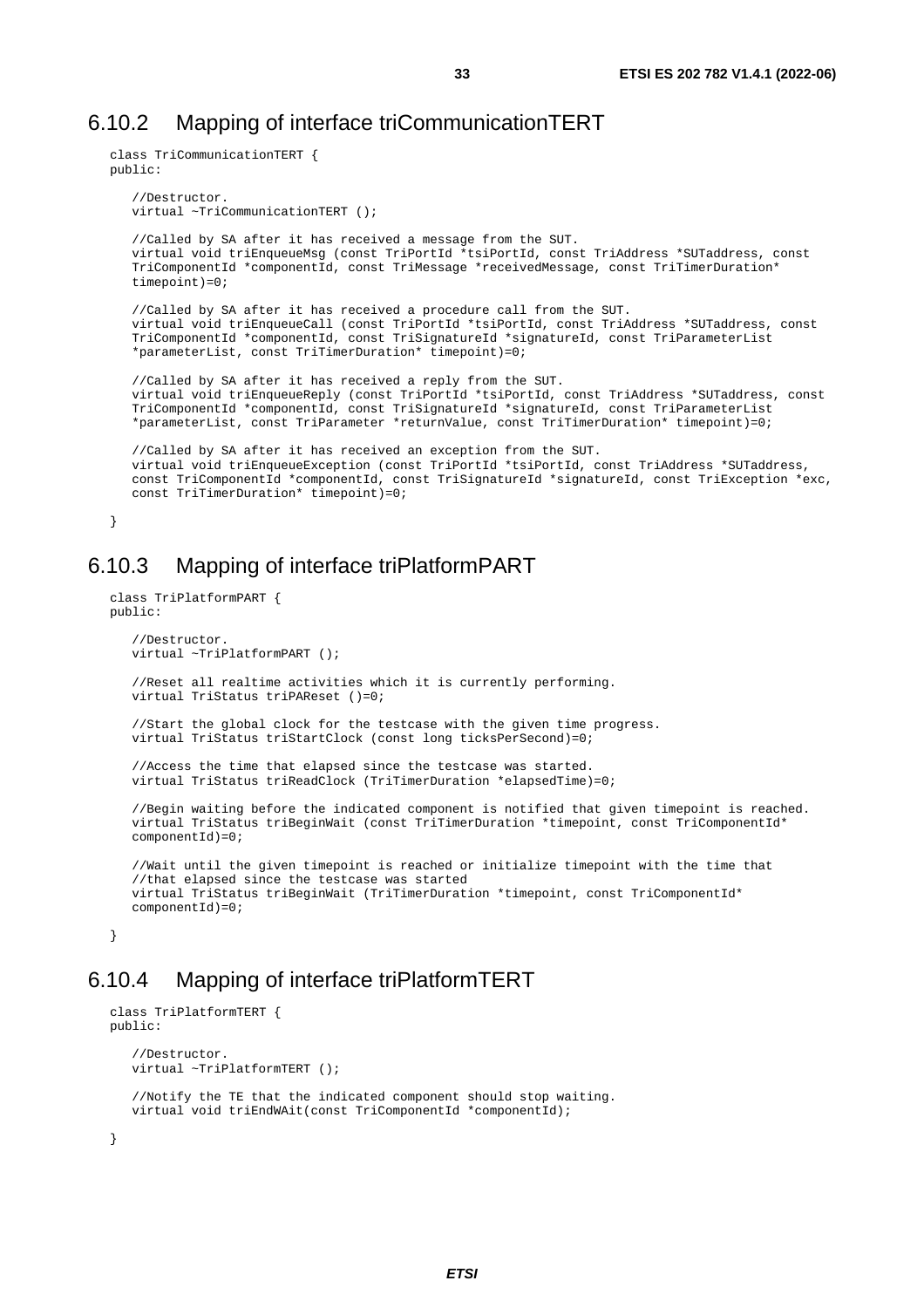## 6.10.2 Mapping of interface triCommunicationTERT

```
class TriCommunicationTERT {
public:

   //Destructor.
   virtual ~TriCommunicationTERT ();

   //Called by SA after it has received a message from the SUT.
   virtual void triEnqueueMsg (const TriPortId *tsiPortId, const TriAddress *SUTaddress, const
   TriComponentId *componentId, const TriMessage *receivedMessage, const TriTimerDuration*
   timepoint)=0;

   //Called by SA after it has received a procedure call from the SUT.
   virtual void triEnqueueCall (const TriPortId *tsiPortId, const TriAddress *SUTaddress, const
   TriComponentId *componentId, const TriSignatureId *signatureId, const TriParameterList
   *parameterList, const TriTimerDuration* timepoint)=0;

   //Called by SA after it has received a reply from the SUT.
   virtual void triEnqueueReply (const TriPortId *tsiPortId, const TriAddress *SUTaddress, const
   TriComponentId *componentId, const TriSignatureId *signatureId, const TriParameterList
   *parameterList, const TriParameter *returnValue, const TriTimerDuration* timepoint)=0;

   //Called by SA after it has received an exception from the SUT.
   virtual void triEnqueueException (const TriPortId *tsiPortId, const TriAddress *SUTaddress,
   const TriComponentId *componentId, const TriSignatureId *signatureId, const TriException *exc,
   const TriTimerDuration* timepoint)=0;

}
```

## 6.10.3 Mapping of interface triPlatformPART

```
class TriPlatformPART {
public:

   //Destructor.
   virtual ~TriPlatformPART ();

   //Reset all realtime activities which it is currently performing.
   virtual TriStatus triPAReset ()=0;

   //Start the global clock for the testcase with the given time progress.
   virtual TriStatus triStartClock (const long ticksPerSecond)=0;

   //Access the time that elapsed since the testcase was started.
   virtual TriStatus triReadClock (TriTimerDuration *elapsedTime)=0;

   //Begin waiting before the indicated component is notified that given timepoint is reached.
   virtual TriStatus triBeginWait (const TriTimerDuration *timepoint, const TriComponentId*
   componentId)=0;

   //Wait until the given timepoint is reached or initialize timepoint with the time that
   //that elapsed since the testcase was started
   virtual TriStatus triBeginWait (TriTimerDuration *timepoint, const TriComponentId*
   componentId)=0;

}
```

## 6.10.4 Mapping of interface triPlatformTERT

```
class TriPlatformTERT {
public:

   //Destructor.
   virtual ~TriPlatformTERT ();

   //Notify the TE that the indicated component should stop waiting.
   virtual void triEndWAit(const TriComponentId *componentId);

}
```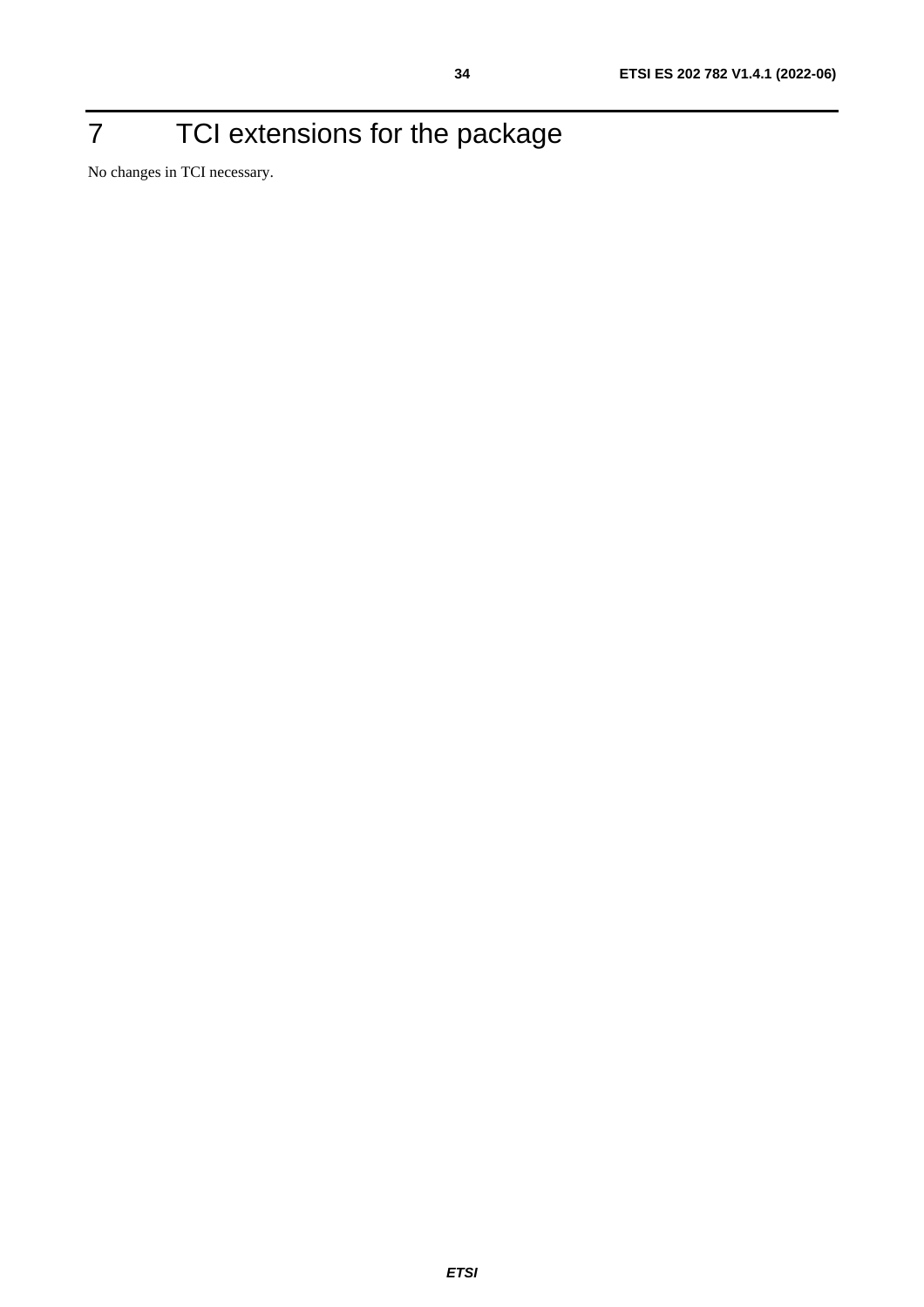# 7 TCI extensions for the package

No changes in TCI necessary.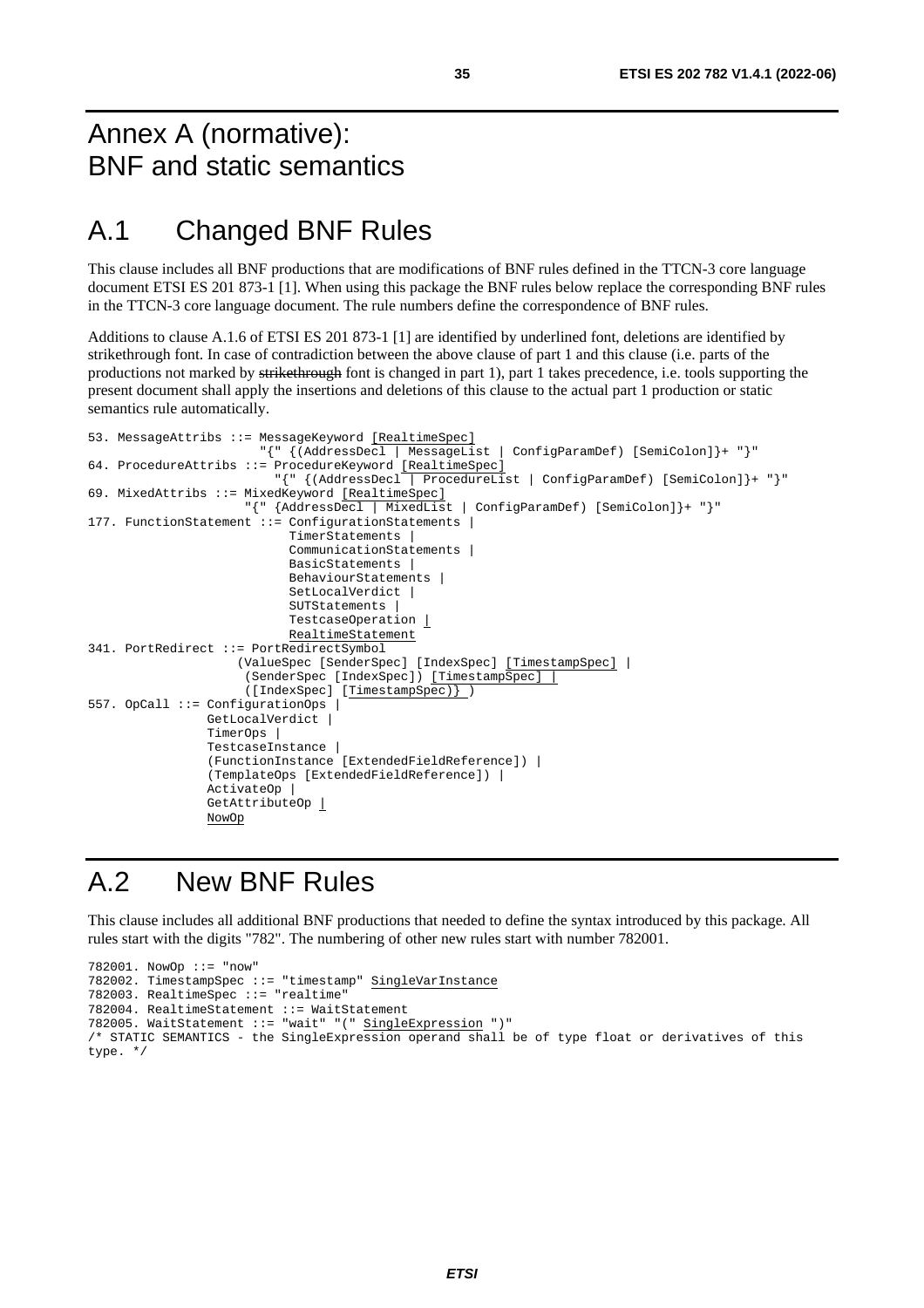# Annex A (normative): BNF and static semantics

# A.1 Changed BNF Rules

This clause includes all BNF productions that are modifications of BNF rules defined in the TTCN-3 core language document ETSI ES 201 873-1 [1]. When using this package the BNF rules below replace the corresponding BNF rules in the TTCN-3 core language document. The rule numbers define the correspondence of BNF rules.

Additions to clause A.1.6 of ETSI ES 201 873-1 [1] are identified by underlined font, deletions are identified by strikethrough font. In case of contradiction between the above clause of part 1 and this clause (i.e. parts of the productions not marked by ~~strikethrough~~ font is changed in part 1), part 1 takes precedence, i.e. tools supporting the present document shall apply the insertions and deletions of this clause to the actual part 1 production or static semantics rule automatically.

```
53. MessageAttribs ::= MessageKeyword [RealtimeSpec]
                       "{" {(AddressDecl | MessageList | ConfigParamDef) [SemiColon]}+ "}"
64. ProcedureAttribs ::= ProcedureKeyword [RealtimeSpec]
                         "{" {(AddressDecl | ProcedureList | ConfigParamDef) [SemiColon]}+ "}"
69. MixedAttribs ::= MixedKeyword [RealtimeSpec]
                     "{" {AddressDecl | MixedList | ConfigParamDef) [SemiColon]}+ "}"
177. FunctionStatement ::= ConfigurationStatements |
                           TimerStatements |
                           CommunicationStatements |
                           BasicStatements |
                           BehaviourStatements |
                           SetLocalVerdict |
                           SUTStatements |
                           TestcaseOperation |
                           RealtimeStatement
341. PortRedirect ::= PortRedirectSymbol
                     (ValueSpec [SenderSpec] [IndexSpec] [TimestampSpec] |
                      (SenderSpec [IndexSpec]) [TimestampSpec] |
                      ([IndexSpec] [TimestampSpec)} )
557. OpCall ::= ConfigurationOps |
                GetLocalVerdict |
                TimerOps |
                TestcaseInstance |
                (FunctionInstance [ExtendedFieldReference]) |
                (TemplateOps [ExtendedFieldReference]) |
                ActivateOp |
                GetAttributeOp |
                NowOp
```

# A.2 New BNF Rules

This clause includes all additional BNF productions that needed to define the syntax introduced by this package. All rules start with the digits "782". The numbering of other new rules start with number 782001.

```
782001. NowOp ::= "now"
782002. TimestampSpec ::= "timestamp" SingleVarInstance
782003. RealtimeSpec ::= "realtime"
782004. RealtimeStatement ::= WaitStatement
782005. WaitStatement ::= "wait" "(" SingleExpression ")"
/* STATIC SEMANTICS - the SingleExpression operand shall be of type float or derivatives of this
type. */
```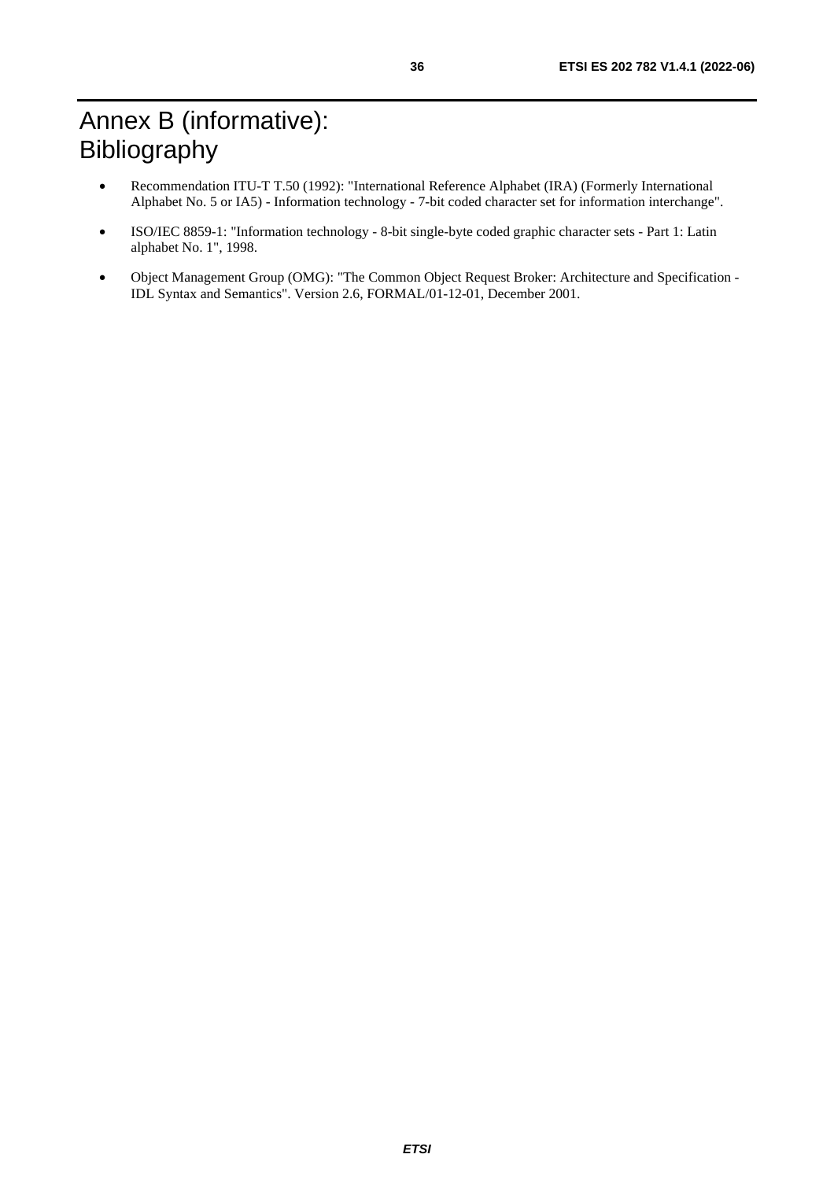# Annex B (informative): Bibliography

- Recommendation ITU-T T.50 (1992): "International Reference Alphabet (IRA) (Formerly International Alphabet No. 5 or IA5) - Information technology - 7-bit coded character set for information interchange".
- ISO/IEC 8859-1: "Information technology - 8-bit single-byte coded graphic character sets - Part 1: Latin alphabet No. 1", 1998.
- Object Management Group (OMG): "The Common Object Request Broker: Architecture and Specification - IDL Syntax and Semantics". Version 2.6, FORMAL/01-12-01, December 2001.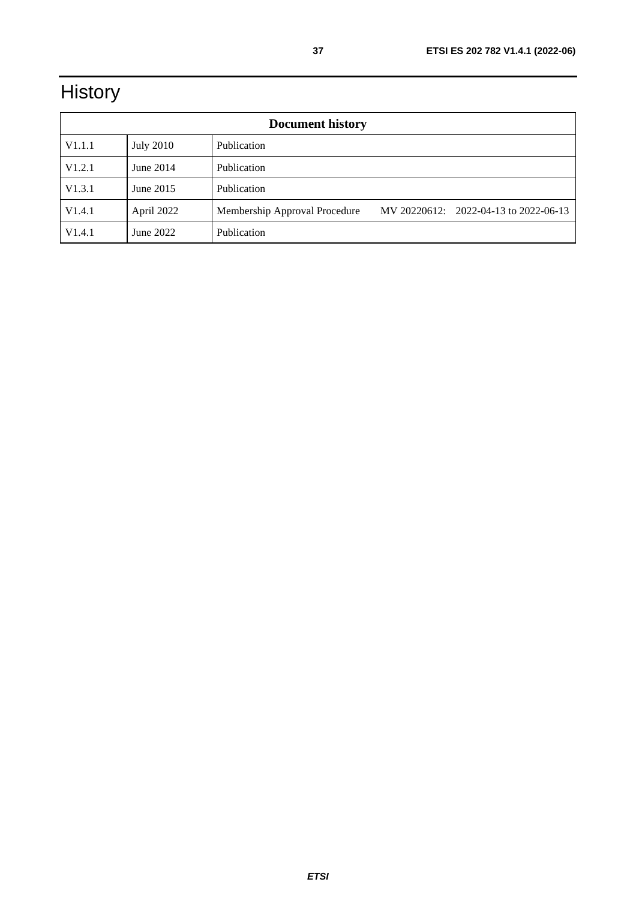# History

| Document history | | |
|---|---|---|
| V1.1.1 | July 2010 | Publication |
| V1.2.1 | June 2014 | Publication |
| V1.3.1 | June 2015 | Publication |
| V1.4.1 | April 2022 | Membership Approval Procedure MV 20220612: 2022-04-13 to 2022-06-13 |
| V1.4.1 | June 2022 | Publication |